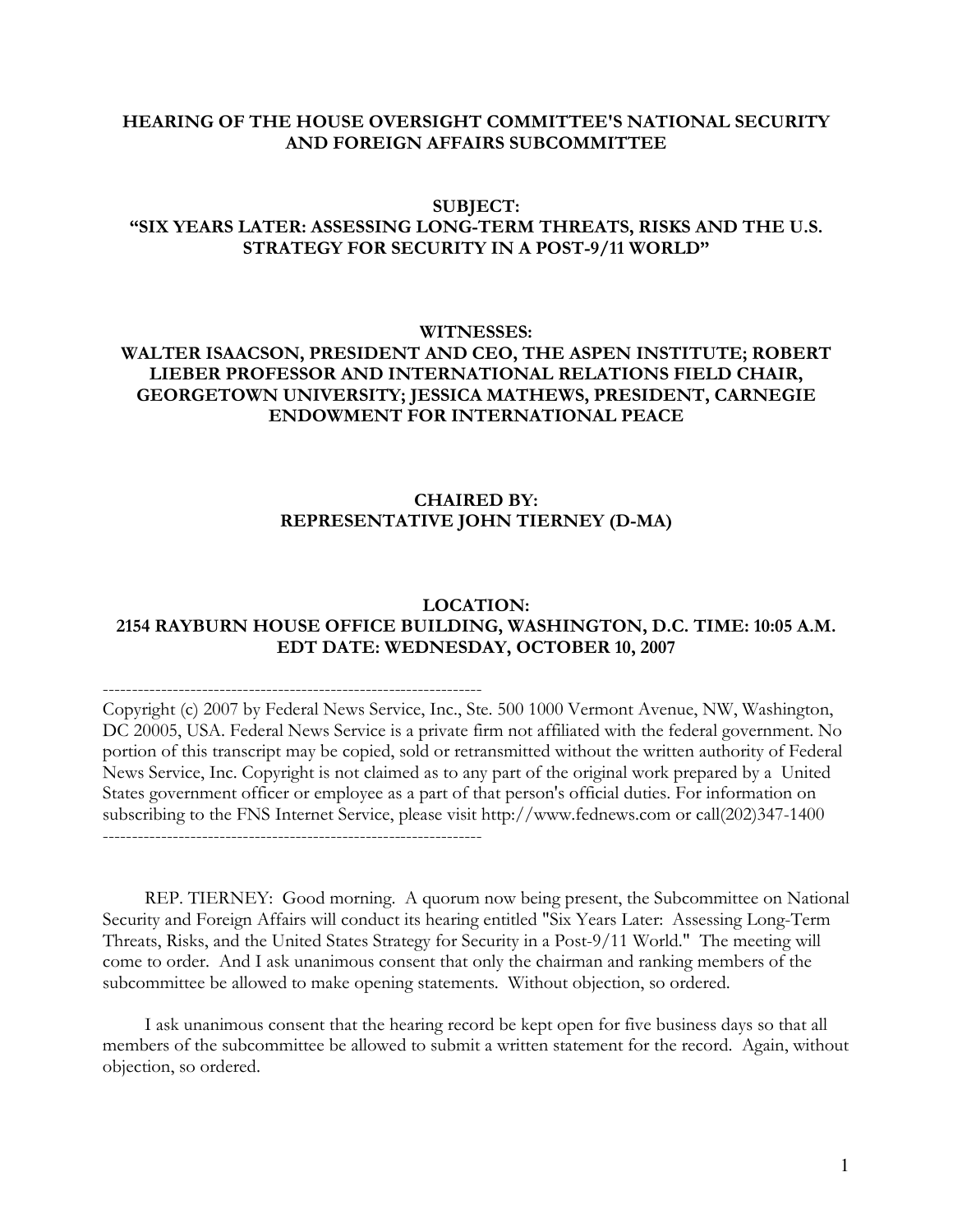**HEARING OF THE HOUSE OVERSIGHT COMMITTEE'S NATIONAL SECURITY AND FOREIGN AFFAIRS SUBCOMMITTEE**

**SUBJECT:**
**"SIX YEARS LATER: ASSESSING LONG-TERM THREATS, RISKS AND THE U.S. STRATEGY FOR SECURITY IN A POST-9/11 WORLD"**

**WITNESSES:**
**WALTER ISAACSON, PRESIDENT AND CEO, THE ASPEN INSTITUTE; ROBERT LIEBER PROFESSOR AND INTERNATIONAL RELATIONS FIELD CHAIR, GEORGETOWN UNIVERSITY; JESSICA MATHEWS, PRESIDENT, CARNEGIE ENDOWMENT FOR INTERNATIONAL PEACE**

**CHAIRED BY:**
**REPRESENTATIVE JOHN TIERNEY (D-MA)**

**LOCATION:**
**2154 RAYBURN HOUSE OFFICE BUILDING, WASHINGTON, D.C. TIME: 10:05 A.M. EDT DATE: WEDNESDAY, OCTOBER 10, 2007**

-----------------------------------------------------------------

Copyright (c) 2007 by Federal News Service, Inc., Ste. 500 1000 Vermont Avenue, NW, Washington, DC 20005, USA. Federal News Service is a private firm not affiliated with the federal government. No portion of this transcript may be copied, sold or retransmitted without the written authority of Federal News Service, Inc. Copyright is not claimed as to any part of the original work prepared by a United States government officer or employee as a part of that person's official duties. For information on subscribing to the FNS Internet Service, please visit http://www.fednews.com or call(202)347-1400

-----------------------------------------------------------------

REP. TIERNEY: Good morning. A quorum now being present, the Subcommittee on National Security and Foreign Affairs will conduct its hearing entitled "Six Years Later: Assessing Long-Term Threats, Risks, and the United States Strategy for Security in a Post-9/11 World." The meeting will come to order. And I ask unanimous consent that only the chairman and ranking members of the subcommittee be allowed to make opening statements. Without objection, so ordered.

I ask unanimous consent that the hearing record be kept open for five business days so that all members of the subcommittee be allowed to submit a written statement for the record. Again, without objection, so ordered.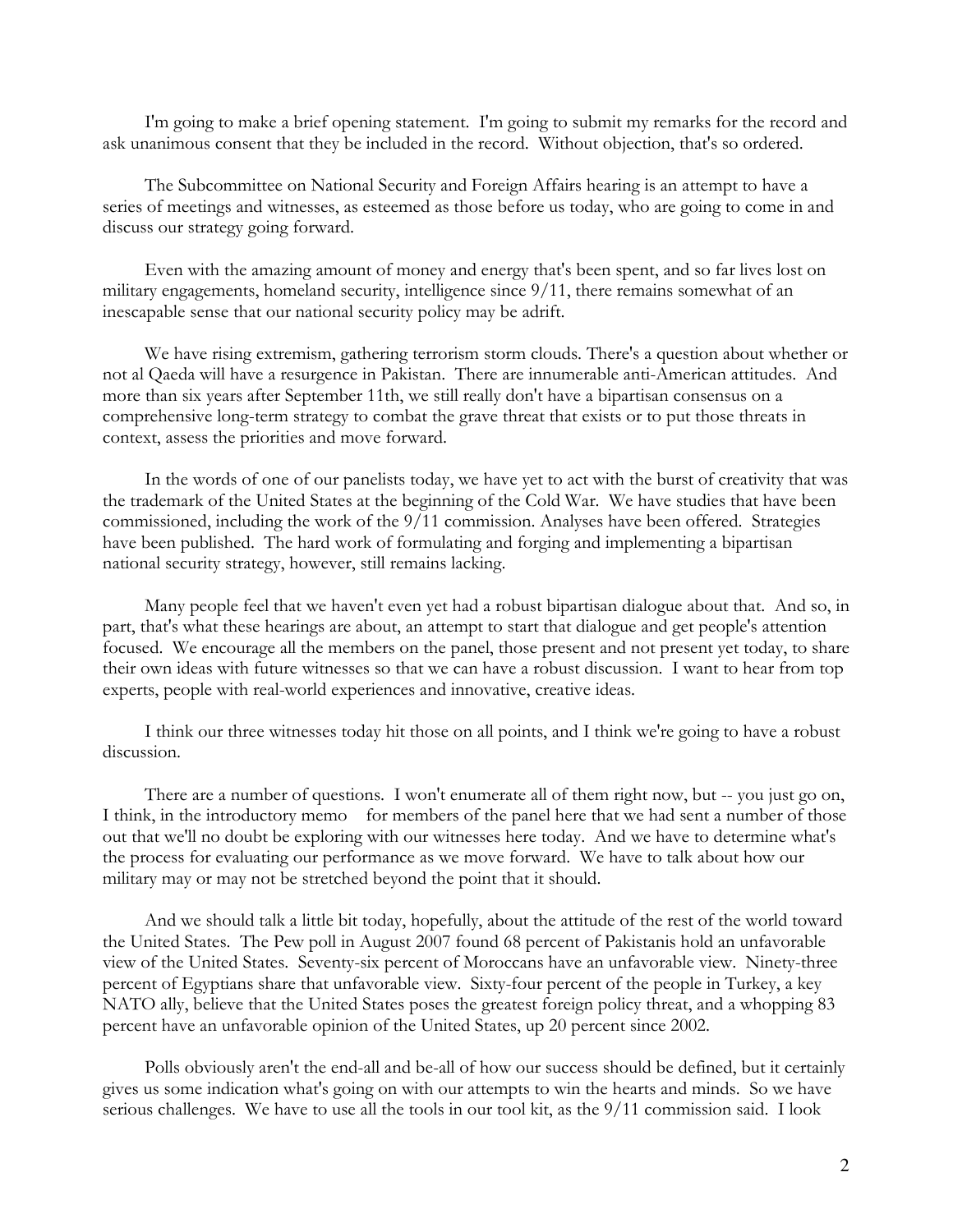I'm going to make a brief opening statement. I'm going to submit my remarks for the record and ask unanimous consent that they be included in the record. Without objection, that's so ordered.

The Subcommittee on National Security and Foreign Affairs hearing is an attempt to have a series of meetings and witnesses, as esteemed as those before us today, who are going to come in and discuss our strategy going forward.

Even with the amazing amount of money and energy that's been spent, and so far lives lost on military engagements, homeland security, intelligence since 9/11, there remains somewhat of an inescapable sense that our national security policy may be adrift.

We have rising extremism, gathering terrorism storm clouds. There's a question about whether or not al Qaeda will have a resurgence in Pakistan. There are innumerable anti-American attitudes. And more than six years after September 11th, we still really don't have a bipartisan consensus on a comprehensive long-term strategy to combat the grave threat that exists or to put those threats in context, assess the priorities and move forward.

In the words of one of our panelists today, we have yet to act with the burst of creativity that was the trademark of the United States at the beginning of the Cold War. We have studies that have been commissioned, including the work of the 9/11 commission. Analyses have been offered. Strategies have been published. The hard work of formulating and forging and implementing a bipartisan national security strategy, however, still remains lacking.

Many people feel that we haven't even yet had a robust bipartisan dialogue about that. And so, in part, that's what these hearings are about, an attempt to start that dialogue and get people's attention focused. We encourage all the members on the panel, those present and not present yet today, to share their own ideas with future witnesses so that we can have a robust discussion. I want to hear from top experts, people with real-world experiences and innovative, creative ideas.

I think our three witnesses today hit those on all points, and I think we're going to have a robust discussion.

There are a number of questions. I won't enumerate all of them right now, but -- you just go on, I think, in the introductory memo for members of the panel here that we had sent a number of those out that we'll no doubt be exploring with our witnesses here today. And we have to determine what's the process for evaluating our performance as we move forward. We have to talk about how our military may or may not be stretched beyond the point that it should.

And we should talk a little bit today, hopefully, about the attitude of the rest of the world toward the United States. The Pew poll in August 2007 found 68 percent of Pakistanis hold an unfavorable view of the United States. Seventy-six percent of Moroccans have an unfavorable view. Ninety-three percent of Egyptians share that unfavorable view. Sixty-four percent of the people in Turkey, a key NATO ally, believe that the United States poses the greatest foreign policy threat, and a whopping 83 percent have an unfavorable opinion of the United States, up 20 percent since 2002.

Polls obviously aren't the end-all and be-all of how our success should be defined, but it certainly gives us some indication what's going on with our attempts to win the hearts and minds. So we have serious challenges. We have to use all the tools in our tool kit, as the 9/11 commission said. I look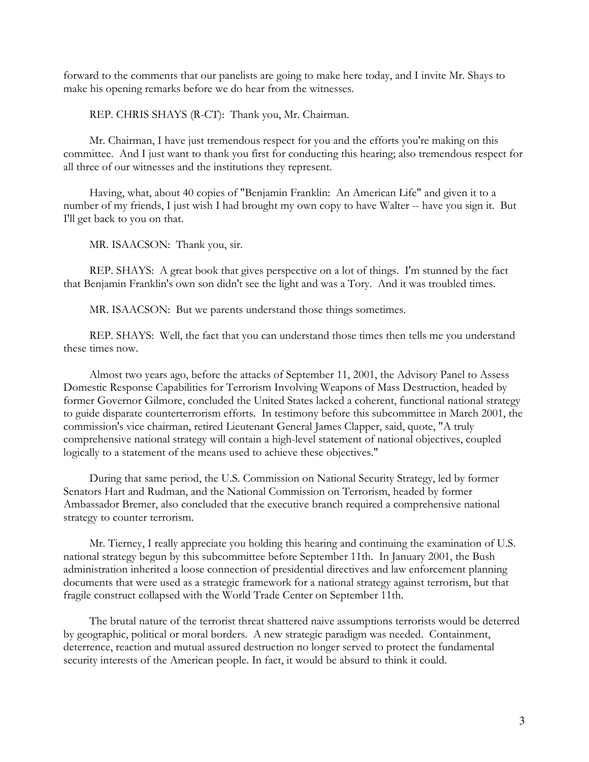forward to the comments that our panelists are going to make here today, and I invite Mr. Shays to make his opening remarks before we do hear from the witnesses.

REP. CHRIS SHAYS (R-CT): Thank you, Mr. Chairman.

Mr. Chairman, I have just tremendous respect for you and the efforts you're making on this committee. And I just want to thank you first for conducting this hearing; also tremendous respect for all three of our witnesses and the institutions they represent.

Having, what, about 40 copies of "Benjamin Franklin: An American Life" and given it to a number of my friends, I just wish I had brought my own copy to have Walter -- have you sign it. But I'll get back to you on that.

MR. ISAACSON: Thank you, sir.

REP. SHAYS: A great book that gives perspective on a lot of things. I'm stunned by the fact that Benjamin Franklin's own son didn't see the light and was a Tory. And it was troubled times.

MR. ISAACSON: But we parents understand those things sometimes.

REP. SHAYS: Well, the fact that you can understand those times then tells me you understand these times now.

Almost two years ago, before the attacks of September 11, 2001, the Advisory Panel to Assess Domestic Response Capabilities for Terrorism Involving Weapons of Mass Destruction, headed by former Governor Gilmore, concluded the United States lacked a coherent, functional national strategy to guide disparate counterterrorism efforts. In testimony before this subcommittee in March 2001, the commission's vice chairman, retired Lieutenant General James Clapper, said, quote, "A truly comprehensive national strategy will contain a high-level statement of national objectives, coupled logically to a statement of the means used to achieve these objectives."

During that same period, the U.S. Commission on National Security Strategy, led by former Senators Hart and Rudman, and the National Commission on Terrorism, headed by former Ambassador Bremer, also concluded that the executive branch required a comprehensive national strategy to counter terrorism.

Mr. Tierney, I really appreciate you holding this hearing and continuing the examination of U.S. national strategy begun by this subcommittee before September 11th. In January 2001, the Bush administration inherited a loose connection of presidential directives and law enforcement planning documents that were used as a strategic framework for a national strategy against terrorism, but that fragile construct collapsed with the World Trade Center on September 11th.

The brutal nature of the terrorist threat shattered naive assumptions terrorists would be deterred by geographic, political or moral borders. A new strategic paradigm was needed. Containment, deterrence, reaction and mutual assured destruction no longer served to protect the fundamental security interests of the American people. In fact, it would be absurd to think it could.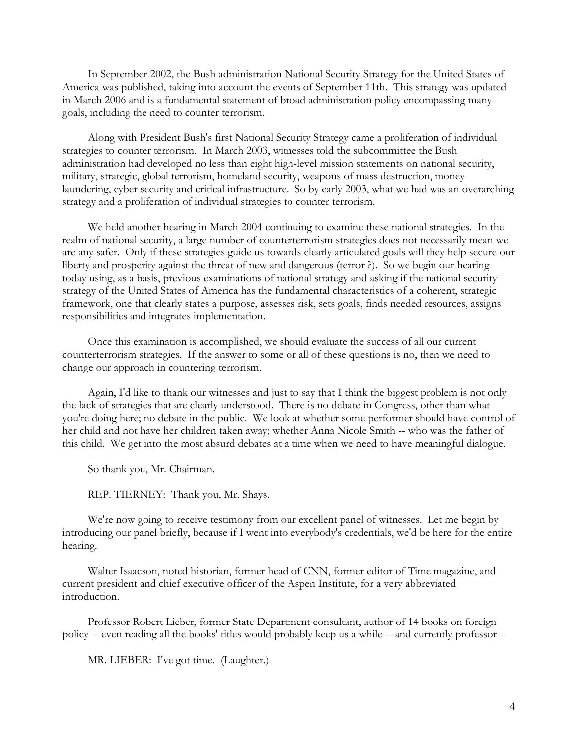In September 2002, the Bush administration National Security Strategy for the United States of America was published, taking into account the events of September 11th. This strategy was updated in March 2006 and is a fundamental statement of broad administration policy encompassing many goals, including the need to counter terrorism.

Along with President Bush's first National Security Strategy came a proliferation of individual strategies to counter terrorism. In March 2003, witnesses told the subcommittee the Bush administration had developed no less than eight high-level mission statements on national security, military, strategic, global terrorism, homeland security, weapons of mass destruction, money laundering, cyber security and critical infrastructure. So by early 2003, what we had was an overarching strategy and a proliferation of individual strategies to counter terrorism.

We held another hearing in March 2004 continuing to examine these national strategies. In the realm of national security, a large number of counterterrorism strategies does not necessarily mean we are any safer. Only if these strategies guide us towards clearly articulated goals will they help secure our liberty and prosperity against the threat of new and dangerous (terror ?). So we begin our hearing today using, as a basis, previous examinations of national strategy and asking if the national security strategy of the United States of America has the fundamental characteristics of a coherent, strategic framework, one that clearly states a purpose, assesses risk, sets goals, finds needed resources, assigns responsibilities and integrates implementation.

Once this examination is accomplished, we should evaluate the success of all our current counterterrorism strategies. If the answer to some or all of these questions is no, then we need to change our approach in countering terrorism.

Again, I'd like to thank our witnesses and just to say that I think the biggest problem is not only the lack of strategies that are clearly understood. There is no debate in Congress, other than what you're doing here; no debate in the public. We look at whether some performer should have control of her child and not have her children taken away; whether Anna Nicole Smith -- who was the father of this child. We get into the most absurd debates at a time when we need to have meaningful dialogue.

So thank you, Mr. Chairman.

REP. TIERNEY: Thank you, Mr. Shays.

We're now going to receive testimony from our excellent panel of witnesses. Let me begin by introducing our panel briefly, because if I went into everybody's credentials, we'd be here for the entire hearing.

Walter Isaacson, noted historian, former head of CNN, former editor of Time magazine, and current president and chief executive officer of the Aspen Institute, for a very abbreviated introduction.

Professor Robert Lieber, former State Department consultant, author of 14 books on foreign policy -- even reading all the books' titles would probably keep us a while -- and currently professor --

MR. LIEBER: I've got time. (Laughter.)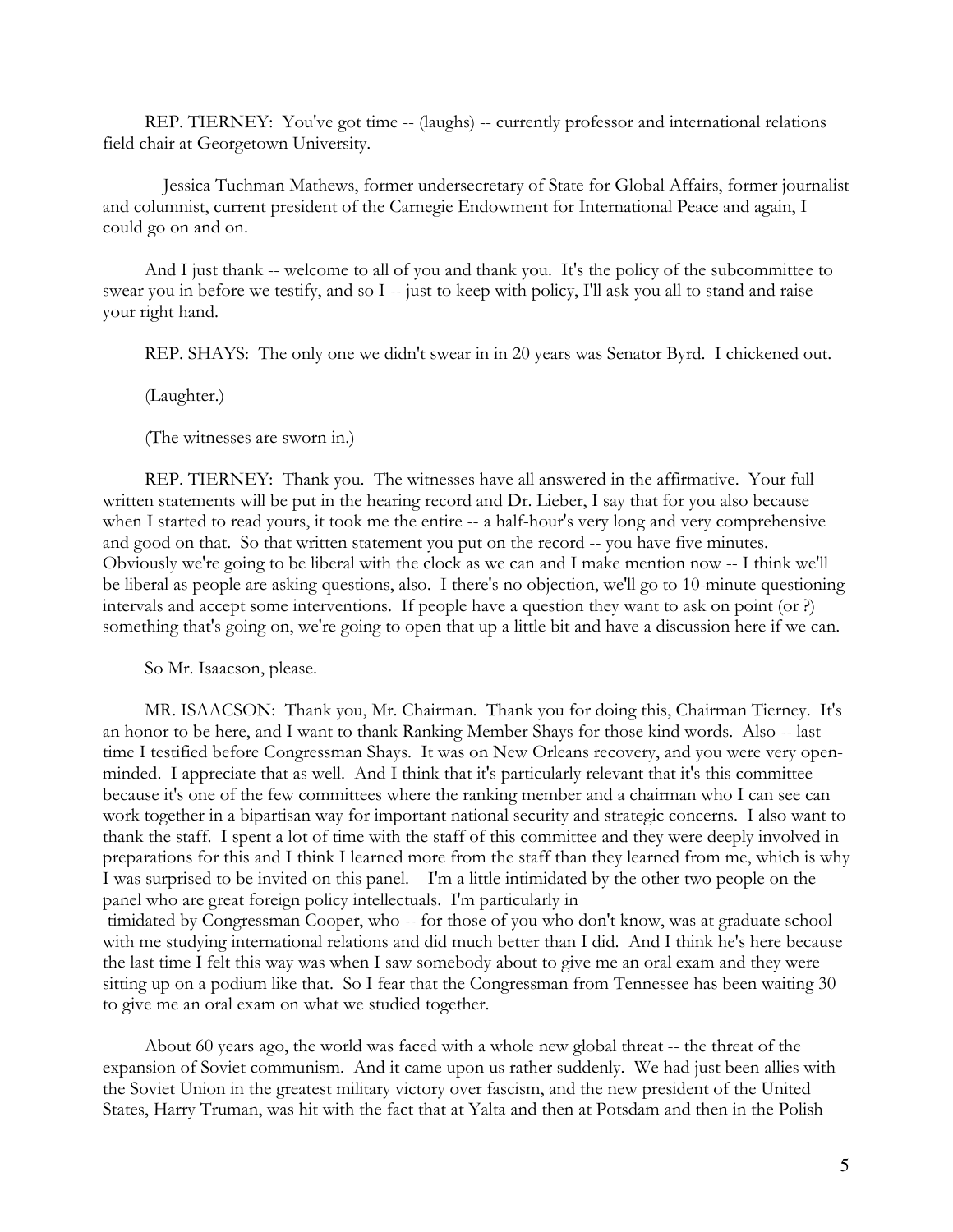REP. TIERNEY: You've got time -- (laughs) -- currently professor and international relations field chair at Georgetown University.

Jessica Tuchman Mathews, former undersecretary of State for Global Affairs, former journalist and columnist, current president of the Carnegie Endowment for International Peace and again, I could go on and on.

And I just thank -- welcome to all of you and thank you. It's the policy of the subcommittee to swear you in before we testify, and so I -- just to keep with policy, I'll ask you all to stand and raise your right hand.

REP. SHAYS: The only one we didn't swear in in 20 years was Senator Byrd. I chickened out.

(Laughter.)

(The witnesses are sworn in.)

REP. TIERNEY: Thank you. The witnesses have all answered in the affirmative. Your full written statements will be put in the hearing record and Dr. Lieber, I say that for you also because when I started to read yours, it took me the entire -- a half-hour's very long and very comprehensive and good on that. So that written statement you put on the record -- you have five minutes. Obviously we're going to be liberal with the clock as we can and I make mention now -- I think we'll be liberal as people are asking questions, also. I there's no objection, we'll go to 10-minute questioning intervals and accept some interventions. If people have a question they want to ask on point (or ?) something that's going on, we're going to open that up a little bit and have a discussion here if we can.

So Mr. Isaacson, please.

MR. ISAACSON: Thank you, Mr. Chairman. Thank you for doing this, Chairman Tierney. It's an honor to be here, and I want to thank Ranking Member Shays for those kind words. Also -- last time I testified before Congressman Shays. It was on New Orleans recovery, and you were very open-minded. I appreciate that as well. And I think that it's particularly relevant that it's this committee because it's one of the few committees where the ranking member and a chairman who I can see can work together in a bipartisan way for important national security and strategic concerns. I also want to thank the staff. I spent a lot of time with the staff of this committee and they were deeply involved in preparations for this and I think I learned more from the staff than they learned from me, which is why I was surprised to be invited on this panel. I'm a little intimidated by the other two people on the panel who are great foreign policy intellectuals. I'm particularly intimidated by Congressman Cooper, who -- for those of you who don't know, was at graduate school with me studying international relations and did much better than I did. And I think he's here because the last time I felt this way was when I saw somebody about to give me an oral exam and they were sitting up on a podium like that. So I fear that the Congressman from Tennessee has been waiting 30 to give me an oral exam on what we studied together.

About 60 years ago, the world was faced with a whole new global threat -- the threat of the expansion of Soviet communism. And it came upon us rather suddenly. We had just been allies with the Soviet Union in the greatest military victory over fascism, and the new president of the United States, Harry Truman, was hit with the fact that at Yalta and then at Potsdam and then in the Polish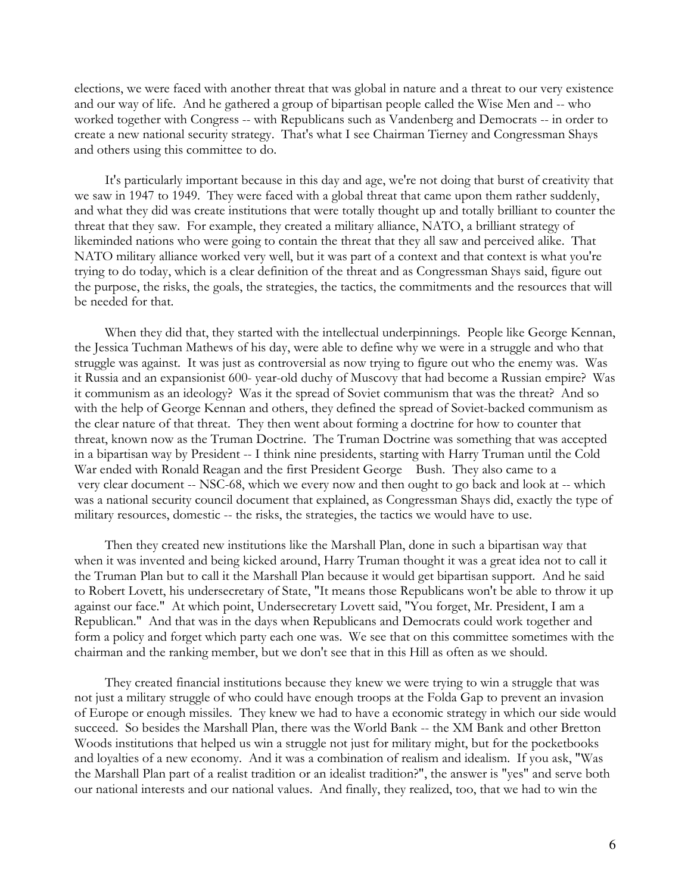elections, we were faced with another threat that was global in nature and a threat to our very existence and our way of life. And he gathered a group of bipartisan people called the Wise Men and -- who worked together with Congress -- with Republicans such as Vandenberg and Democrats -- in order to create a new national security strategy. That's what I see Chairman Tierney and Congressman Shays and others using this committee to do.

It's particularly important because in this day and age, we're not doing that burst of creativity that we saw in 1947 to 1949. They were faced with a global threat that came upon them rather suddenly, and what they did was create institutions that were totally thought up and totally brilliant to counter the threat that they saw. For example, they created a military alliance, NATO, a brilliant strategy of likeminded nations who were going to contain the threat that they all saw and perceived alike. That NATO military alliance worked very well, but it was part of a context and that context is what you're trying to do today, which is a clear definition of the threat and as Congressman Shays said, figure out the purpose, the risks, the goals, the strategies, the tactics, the commitments and the resources that will be needed for that.

When they did that, they started with the intellectual underpinnings. People like George Kennan, the Jessica Tuchman Mathews of his day, were able to define why we were in a struggle and who that struggle was against. It was just as controversial as now trying to figure out who the enemy was. Was it Russia and an expansionist 600- year-old duchy of Muscovy that had become a Russian empire? Was it communism as an ideology? Was it the spread of Soviet communism that was the threat? And so with the help of George Kennan and others, they defined the spread of Soviet-backed communism as the clear nature of that threat. They then went about forming a doctrine for how to counter that threat, known now as the Truman Doctrine. The Truman Doctrine was something that was accepted in a bipartisan way by President -- I think nine presidents, starting with Harry Truman until the Cold War ended with Ronald Reagan and the first President George Bush. They also came to a very clear document -- NSC-68, which we every now and then ought to go back and look at -- which was a national security council document that explained, as Congressman Shays did, exactly the type of military resources, domestic -- the risks, the strategies, the tactics we would have to use.

Then they created new institutions like the Marshall Plan, done in such a bipartisan way that when it was invented and being kicked around, Harry Truman thought it was a great idea not to call it the Truman Plan but to call it the Marshall Plan because it would get bipartisan support. And he said to Robert Lovett, his undersecretary of State, "It means those Republicans won't be able to throw it up against our face." At which point, Undersecretary Lovett said, "You forget, Mr. President, I am a Republican." And that was in the days when Republicans and Democrats could work together and form a policy and forget which party each one was. We see that on this committee sometimes with the chairman and the ranking member, but we don't see that in this Hill as often as we should.

They created financial institutions because they knew we were trying to win a struggle that was not just a military struggle of who could have enough troops at the Folda Gap to prevent an invasion of Europe or enough missiles. They knew we had to have a economic strategy in which our side would succeed. So besides the Marshall Plan, there was the World Bank -- the XM Bank and other Bretton Woods institutions that helped us win a struggle not just for military might, but for the pocketbooks and loyalties of a new economy. And it was a combination of realism and idealism. If you ask, "Was the Marshall Plan part of a realist tradition or an idealist tradition?", the answer is "yes" and serve both our national interests and our national values. And finally, they realized, too, that we had to win the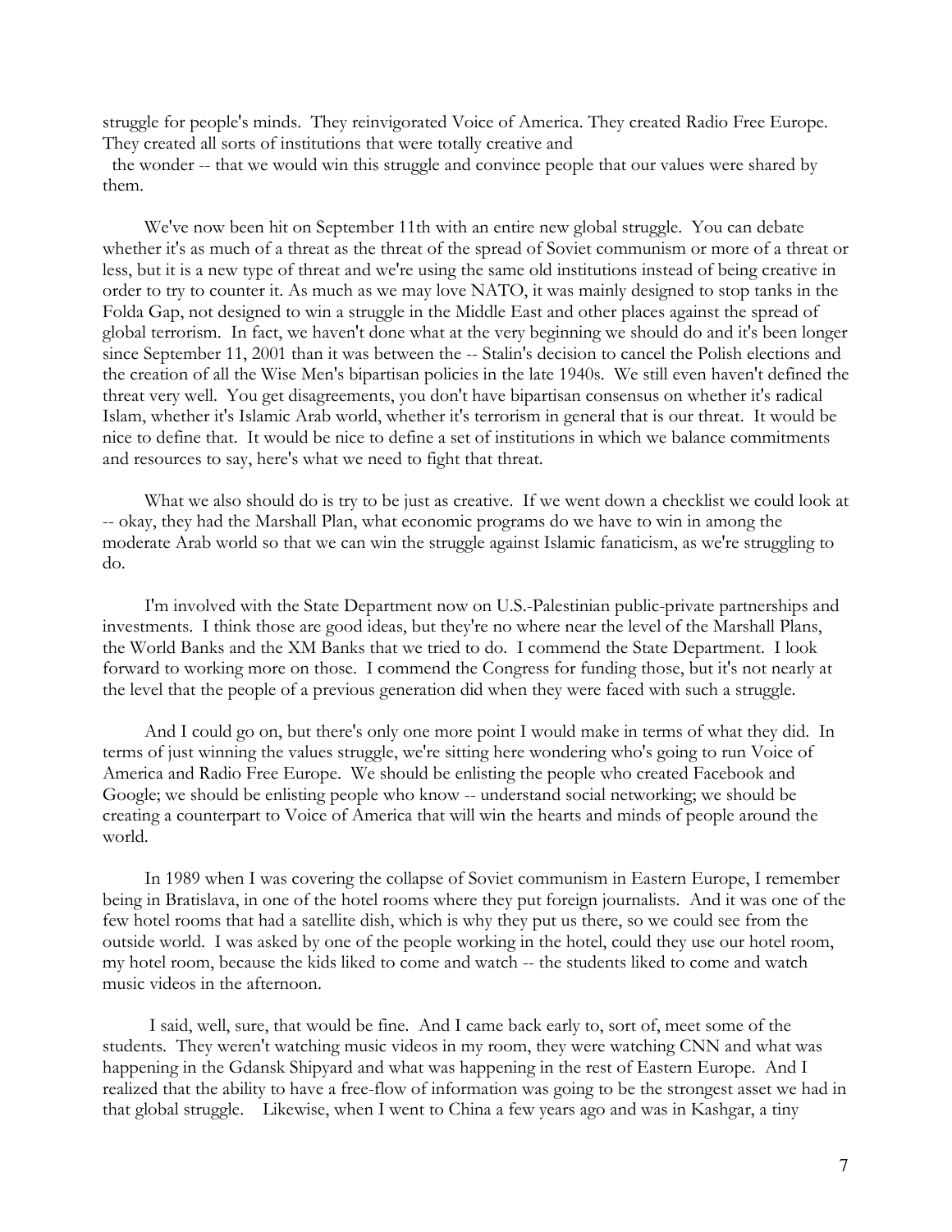struggle for people's minds. They reinvigorated Voice of America. They created Radio Free Europe. They created all sorts of institutions that were totally creative and

the wonder -- that we would win this struggle and convince people that our values were shared by them.

We've now been hit on September 11th with an entire new global struggle. You can debate whether it's as much of a threat as the threat of the spread of Soviet communism or more of a threat or less, but it is a new type of threat and we're using the same old institutions instead of being creative in order to try to counter it. As much as we may love NATO, it was mainly designed to stop tanks in the Folda Gap, not designed to win a struggle in the Middle East and other places against the spread of global terrorism. In fact, we haven't done what at the very beginning we should do and it's been longer since September 11, 2001 than it was between the -- Stalin's decision to cancel the Polish elections and the creation of all the Wise Men's bipartisan policies in the late 1940s. We still even haven't defined the threat very well. You get disagreements, you don't have bipartisan consensus on whether it's radical Islam, whether it's Islamic Arab world, whether it's terrorism in general that is our threat. It would be nice to define that. It would be nice to define a set of institutions in which we balance commitments and resources to say, here's what we need to fight that threat.

What we also should do is try to be just as creative. If we went down a checklist we could look at -- okay, they had the Marshall Plan, what economic programs do we have to win in among the moderate Arab world so that we can win the struggle against Islamic fanaticism, as we're struggling to do.

I'm involved with the State Department now on U.S.-Palestinian public-private partnerships and investments. I think those are good ideas, but they're no where near the level of the Marshall Plans, the World Banks and the XM Banks that we tried to do. I commend the State Department. I look forward to working more on those. I commend the Congress for funding those, but it's not nearly at the level that the people of a previous generation did when they were faced with such a struggle.

And I could go on, but there's only one more point I would make in terms of what they did. In terms of just winning the values struggle, we're sitting here wondering who's going to run Voice of America and Radio Free Europe. We should be enlisting the people who created Facebook and Google; we should be enlisting people who know -- understand social networking; we should be creating a counterpart to Voice of America that will win the hearts and minds of people around the world.

In 1989 when I was covering the collapse of Soviet communism in Eastern Europe, I remember being in Bratislava, in one of the hotel rooms where they put foreign journalists. And it was one of the few hotel rooms that had a satellite dish, which is why they put us there, so we could see from the outside world. I was asked by one of the people working in the hotel, could they use our hotel room, my hotel room, because the kids liked to come and watch -- the students liked to come and watch music videos in the afternoon.

I said, well, sure, that would be fine. And I came back early to, sort of, meet some of the students. They weren't watching music videos in my room, they were watching CNN and what was happening in the Gdansk Shipyard and what was happening in the rest of Eastern Europe. And I realized that the ability to have a free-flow of information was going to be the strongest asset we had in that global struggle. Likewise, when I went to China a few years ago and was in Kashgar, a tiny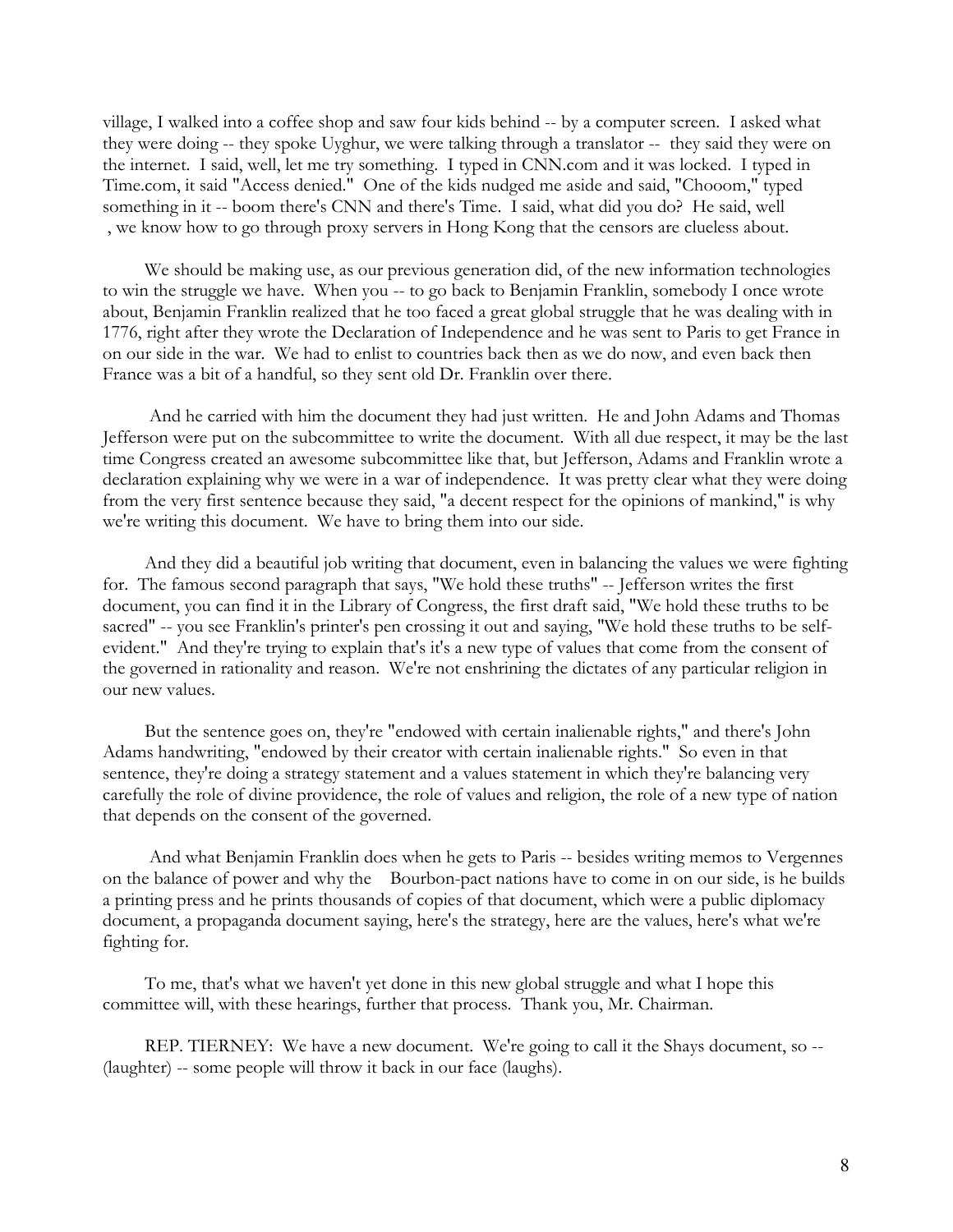village, I walked into a coffee shop and saw four kids behind -- by a computer screen. I asked what they were doing -- they spoke Uyghur, we were talking through a translator -- they said they were on the internet. I said, well, let me try something. I typed in CNN.com and it was locked. I typed in Time.com, it said "Access denied." One of the kids nudged me aside and said, "Chooom," typed something in it -- boom there's CNN and there's Time. I said, what did you do? He said, well , we know how to go through proxy servers in Hong Kong that the censors are clueless about.

We should be making use, as our previous generation did, of the new information technologies to win the struggle we have. When you -- to go back to Benjamin Franklin, somebody I once wrote about, Benjamin Franklin realized that he too faced a great global struggle that he was dealing with in 1776, right after they wrote the Declaration of Independence and he was sent to Paris to get France in on our side in the war. We had to enlist to countries back then as we do now, and even back then France was a bit of a handful, so they sent old Dr. Franklin over there.

And he carried with him the document they had just written. He and John Adams and Thomas Jefferson were put on the subcommittee to write the document. With all due respect, it may be the last time Congress created an awesome subcommittee like that, but Jefferson, Adams and Franklin wrote a declaration explaining why we were in a war of independence. It was pretty clear what they were doing from the very first sentence because they said, "a decent respect for the opinions of mankind," is why we're writing this document. We have to bring them into our side.

And they did a beautiful job writing that document, even in balancing the values we were fighting for. The famous second paragraph that says, "We hold these truths" -- Jefferson writes the first document, you can find it in the Library of Congress, the first draft said, "We hold these truths to be sacred" -- you see Franklin's printer's pen crossing it out and saying, "We hold these truths to be self-evident." And they're trying to explain that's it's a new type of values that come from the consent of the governed in rationality and reason. We're not enshrining the dictates of any particular religion in our new values.

But the sentence goes on, they're "endowed with certain inalienable rights," and there's John Adams handwriting, "endowed by their creator with certain inalienable rights." So even in that sentence, they're doing a strategy statement and a values statement in which they're balancing very carefully the role of divine providence, the role of values and religion, the role of a new type of nation that depends on the consent of the governed.

And what Benjamin Franklin does when he gets to Paris -- besides writing memos to Vergennes on the balance of power and why the Bourbon-pact nations have to come in on our side, is he builds a printing press and he prints thousands of copies of that document, which were a public diplomacy document, a propaganda document saying, here's the strategy, here are the values, here's what we're fighting for.

To me, that's what we haven't yet done in this new global struggle and what I hope this committee will, with these hearings, further that process. Thank you, Mr. Chairman.

REP. TIERNEY: We have a new document. We're going to call it the Shays document, so -- (laughter) -- some people will throw it back in our face (laughs).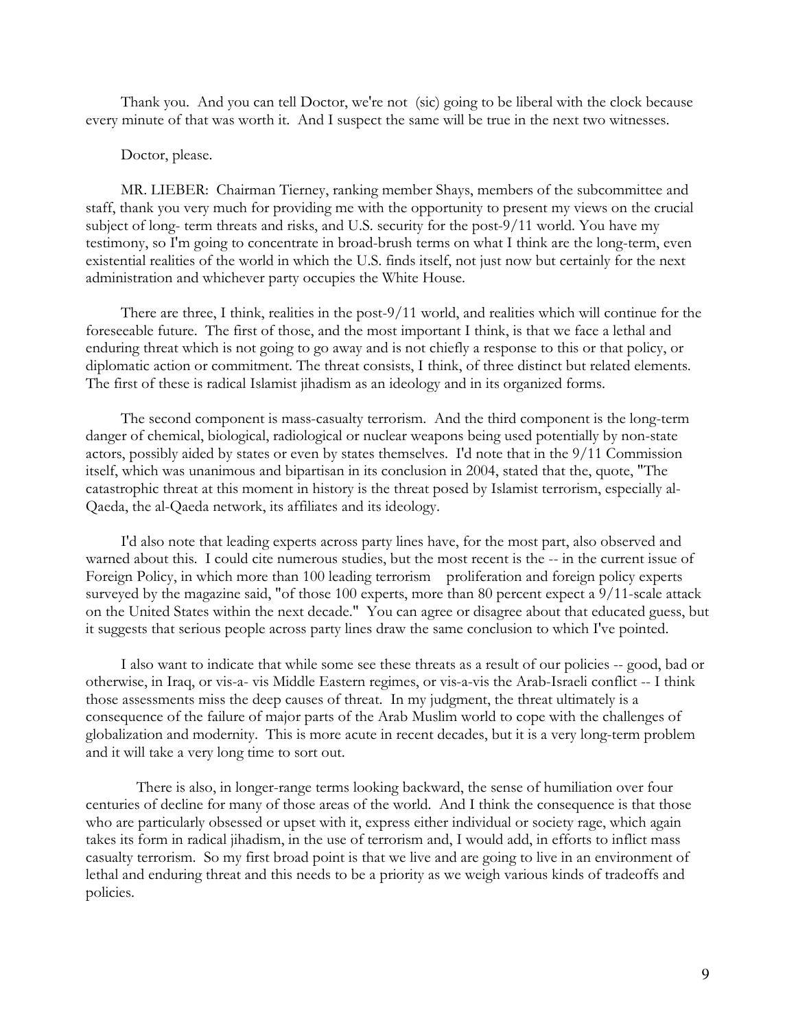Thank you. And you can tell Doctor, we're not (sic) going to be liberal with the clock because every minute of that was worth it. And I suspect the same will be true in the next two witnesses.

Doctor, please.

MR. LIEBER: Chairman Tierney, ranking member Shays, members of the subcommittee and staff, thank you very much for providing me with the opportunity to present my views on the crucial subject of long- term threats and risks, and U.S. security for the post-9/11 world. You have my testimony, so I'm going to concentrate in broad-brush terms on what I think are the long-term, even existential realities of the world in which the U.S. finds itself, not just now but certainly for the next administration and whichever party occupies the White House.

There are three, I think, realities in the post-9/11 world, and realities which will continue for the foreseeable future. The first of those, and the most important I think, is that we face a lethal and enduring threat which is not going to go away and is not chiefly a response to this or that policy, or diplomatic action or commitment. The threat consists, I think, of three distinct but related elements. The first of these is radical Islamist jihadism as an ideology and in its organized forms.

The second component is mass-casualty terrorism. And the third component is the long-term danger of chemical, biological, radiological or nuclear weapons being used potentially by non-state actors, possibly aided by states or even by states themselves. I'd note that in the 9/11 Commission itself, which was unanimous and bipartisan in its conclusion in 2004, stated that the, quote, "The catastrophic threat at this moment in history is the threat posed by Islamist terrorism, especially al-Qaeda, the al-Qaeda network, its affiliates and its ideology.

I'd also note that leading experts across party lines have, for the most part, also observed and warned about this. I could cite numerous studies, but the most recent is the -- in the current issue of Foreign Policy, in which more than 100 leading terrorism proliferation and foreign policy experts surveyed by the magazine said, "of those 100 experts, more than 80 percent expect a 9/11-scale attack on the United States within the next decade." You can agree or disagree about that educated guess, but it suggests that serious people across party lines draw the same conclusion to which I've pointed.

I also want to indicate that while some see these threats as a result of our policies -- good, bad or otherwise, in Iraq, or vis-a- vis Middle Eastern regimes, or vis-a-vis the Arab-Israeli conflict -- I think those assessments miss the deep causes of threat. In my judgment, the threat ultimately is a consequence of the failure of major parts of the Arab Muslim world to cope with the challenges of globalization and modernity. This is more acute in recent decades, but it is a very long-term problem and it will take a very long time to sort out.

There is also, in longer-range terms looking backward, the sense of humiliation over four centuries of decline for many of those areas of the world. And I think the consequence is that those who are particularly obsessed or upset with it, express either individual or society rage, which again takes its form in radical jihadism, in the use of terrorism and, I would add, in efforts to inflict mass casualty terrorism. So my first broad point is that we live and are going to live in an environment of lethal and enduring threat and this needs to be a priority as we weigh various kinds of tradeoffs and policies.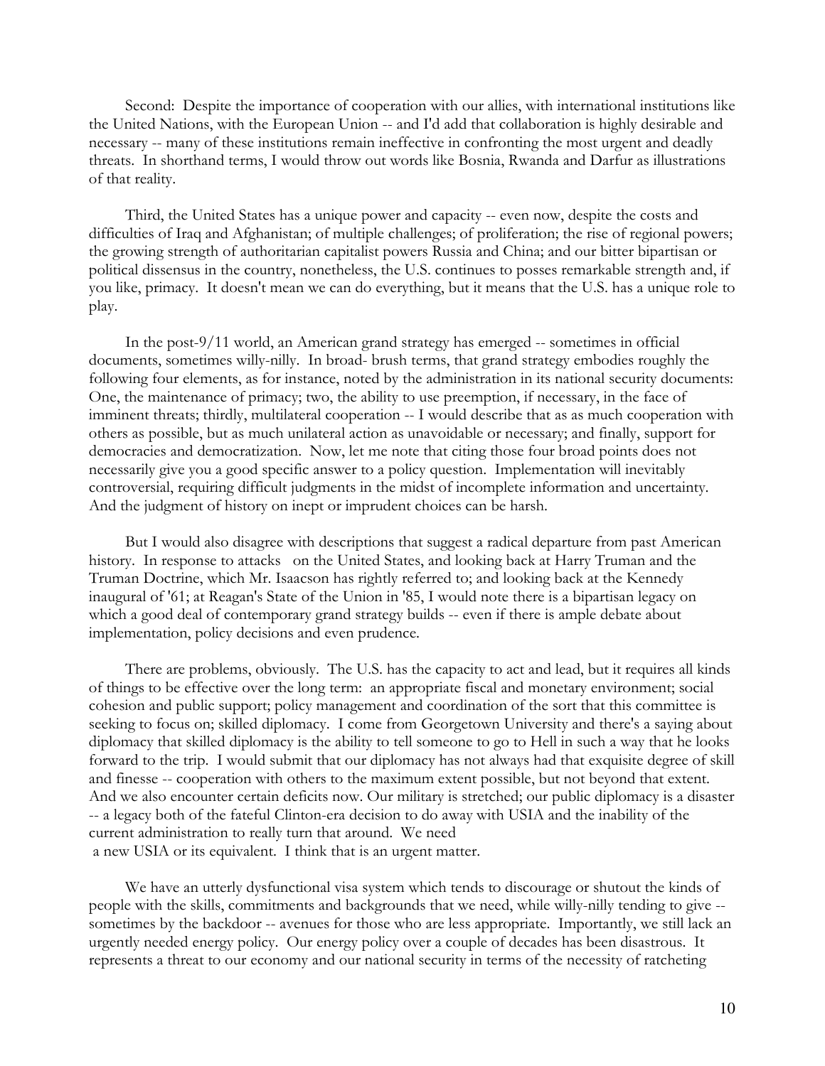Second: Despite the importance of cooperation with our allies, with international institutions like the United Nations, with the European Union -- and I'd add that collaboration is highly desirable and necessary -- many of these institutions remain ineffective in confronting the most urgent and deadly threats. In shorthand terms, I would throw out words like Bosnia, Rwanda and Darfur as illustrations of that reality.

Third, the United States has a unique power and capacity -- even now, despite the costs and difficulties of Iraq and Afghanistan; of multiple challenges; of proliferation; the rise of regional powers; the growing strength of authoritarian capitalist powers Russia and China; and our bitter bipartisan or political dissensus in the country, nonetheless, the U.S. continues to posses remarkable strength and, if you like, primacy. It doesn't mean we can do everything, but it means that the U.S. has a unique role to play.

In the post-9/11 world, an American grand strategy has emerged -- sometimes in official documents, sometimes willy-nilly. In broad- brush terms, that grand strategy embodies roughly the following four elements, as for instance, noted by the administration in its national security documents: One, the maintenance of primacy; two, the ability to use preemption, if necessary, in the face of imminent threats; thirdly, multilateral cooperation -- I would describe that as as much cooperation with others as possible, but as much unilateral action as unavoidable or necessary; and finally, support for democracies and democratization. Now, let me note that citing those four broad points does not necessarily give you a good specific answer to a policy question. Implementation will inevitably controversial, requiring difficult judgments in the midst of incomplete information and uncertainty. And the judgment of history on inept or imprudent choices can be harsh.

But I would also disagree with descriptions that suggest a radical departure from past American history. In response to attacks on the United States, and looking back at Harry Truman and the Truman Doctrine, which Mr. Isaacson has rightly referred to; and looking back at the Kennedy inaugural of '61; at Reagan's State of the Union in '85, I would note there is a bipartisan legacy on which a good deal of contemporary grand strategy builds -- even if there is ample debate about implementation, policy decisions and even prudence.

There are problems, obviously. The U.S. has the capacity to act and lead, but it requires all kinds of things to be effective over the long term: an appropriate fiscal and monetary environment; social cohesion and public support; policy management and coordination of the sort that this committee is seeking to focus on; skilled diplomacy. I come from Georgetown University and there's a saying about diplomacy that skilled diplomacy is the ability to tell someone to go to Hell in such a way that he looks forward to the trip. I would submit that our diplomacy has not always had that exquisite degree of skill and finesse -- cooperation with others to the maximum extent possible, but not beyond that extent. And we also encounter certain deficits now. Our military is stretched; our public diplomacy is a disaster -- a legacy both of the fateful Clinton-era decision to do away with USIA and the inability of the current administration to really turn that around. We need a new USIA or its equivalent. I think that is an urgent matter.

We have an utterly dysfunctional visa system which tends to discourage or shutout the kinds of people with the skills, commitments and backgrounds that we need, while willy-nilly tending to give -- sometimes by the backdoor -- avenues for those who are less appropriate. Importantly, we still lack an urgently needed energy policy. Our energy policy over a couple of decades has been disastrous. It represents a threat to our economy and our national security in terms of the necessity of ratcheting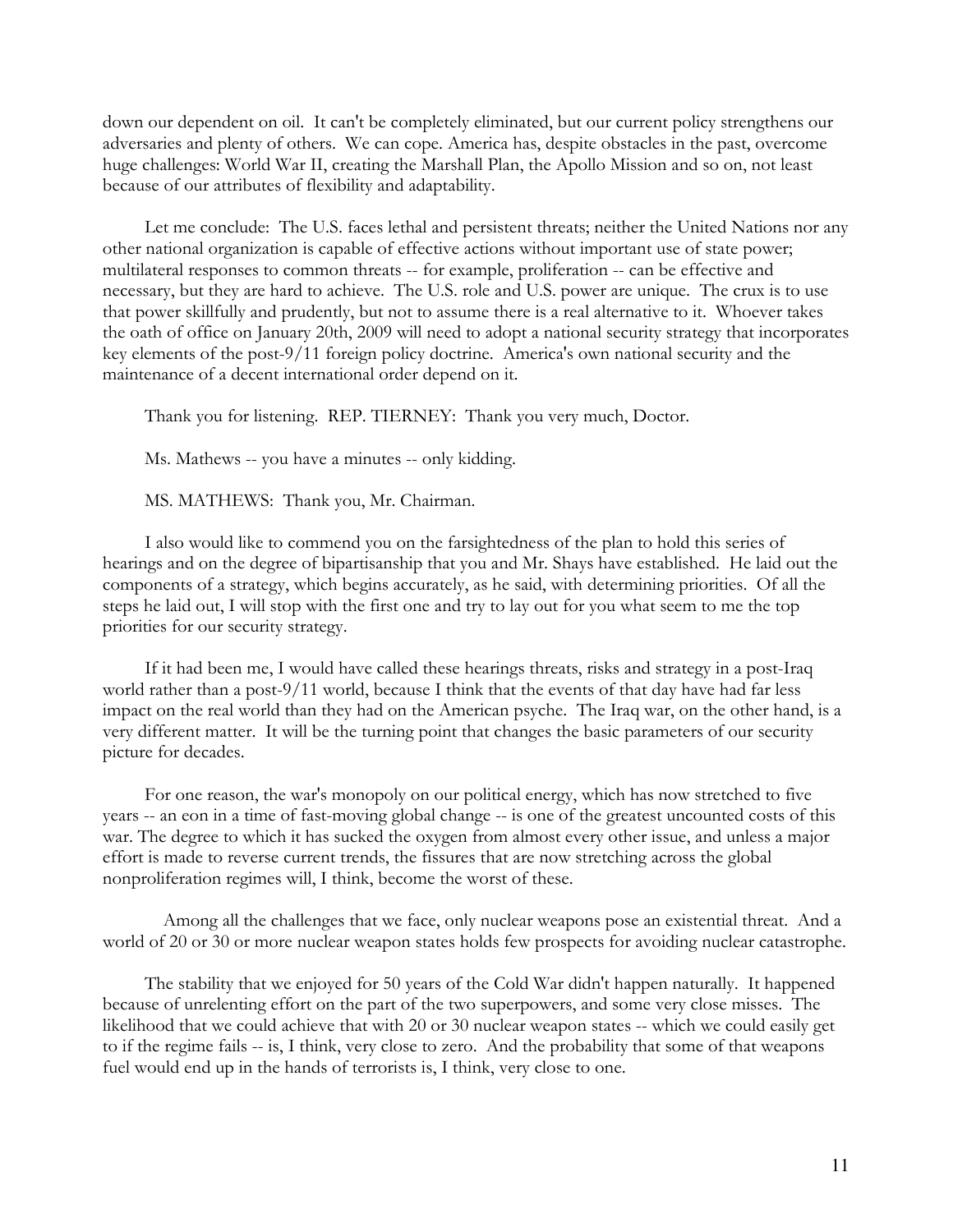down our dependent on oil. It can't be completely eliminated, but our current policy strengthens our adversaries and plenty of others. We can cope. America has, despite obstacles in the past, overcome huge challenges: World War II, creating the Marshall Plan, the Apollo Mission and so on, not least because of our attributes of flexibility and adaptability.

Let me conclude: The U.S. faces lethal and persistent threats; neither the United Nations nor any other national organization is capable of effective actions without important use of state power; multilateral responses to common threats -- for example, proliferation -- can be effective and necessary, but they are hard to achieve. The U.S. role and U.S. power are unique. The crux is to use that power skillfully and prudently, but not to assume there is a real alternative to it. Whoever takes the oath of office on January 20th, 2009 will need to adopt a national security strategy that incorporates key elements of the post-9/11 foreign policy doctrine. America's own national security and the maintenance of a decent international order depend on it.

Thank you for listening. REP. TIERNEY: Thank you very much, Doctor.

Ms. Mathews -- you have a minutes -- only kidding.

MS. MATHEWS: Thank you, Mr. Chairman.

I also would like to commend you on the farsightedness of the plan to hold this series of hearings and on the degree of bipartisanship that you and Mr. Shays have established. He laid out the components of a strategy, which begins accurately, as he said, with determining priorities. Of all the steps he laid out, I will stop with the first one and try to lay out for you what seem to me the top priorities for our security strategy.

If it had been me, I would have called these hearings threats, risks and strategy in a post-Iraq world rather than a post-9/11 world, because I think that the events of that day have had far less impact on the real world than they had on the American psyche. The Iraq war, on the other hand, is a very different matter. It will be the turning point that changes the basic parameters of our security picture for decades.

For one reason, the war's monopoly on our political energy, which has now stretched to five years -- an eon in a time of fast-moving global change -- is one of the greatest uncounted costs of this war. The degree to which it has sucked the oxygen from almost every other issue, and unless a major effort is made to reverse current trends, the fissures that are now stretching across the global nonproliferation regimes will, I think, become the worst of these.

Among all the challenges that we face, only nuclear weapons pose an existential threat. And a world of 20 or 30 or more nuclear weapon states holds few prospects for avoiding nuclear catastrophe.

The stability that we enjoyed for 50 years of the Cold War didn't happen naturally. It happened because of unrelenting effort on the part of the two superpowers, and some very close misses. The likelihood that we could achieve that with 20 or 30 nuclear weapon states -- which we could easily get to if the regime fails -- is, I think, very close to zero. And the probability that some of that weapons fuel would end up in the hands of terrorists is, I think, very close to one.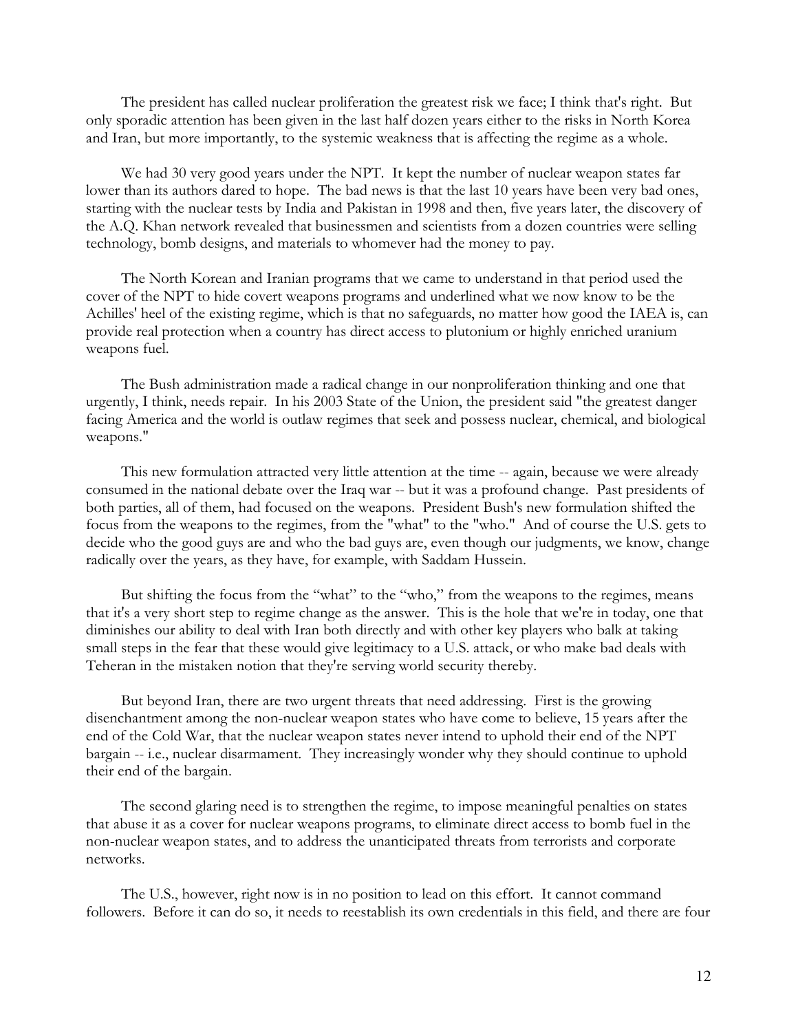The president has called nuclear proliferation the greatest risk we face; I think that's right. But only sporadic attention has been given in the last half dozen years either to the risks in North Korea and Iran, but more importantly, to the systemic weakness that is affecting the regime as a whole.

We had 30 very good years under the NPT. It kept the number of nuclear weapon states far lower than its authors dared to hope. The bad news is that the last 10 years have been very bad ones, starting with the nuclear tests by India and Pakistan in 1998 and then, five years later, the discovery of the A.Q. Khan network revealed that businessmen and scientists from a dozen countries were selling technology, bomb designs, and materials to whomever had the money to pay.

The North Korean and Iranian programs that we came to understand in that period used the cover of the NPT to hide covert weapons programs and underlined what we now know to be the Achilles' heel of the existing regime, which is that no safeguards, no matter how good the IAEA is, can provide real protection when a country has direct access to plutonium or highly enriched uranium weapons fuel.

The Bush administration made a radical change in our nonproliferation thinking and one that urgently, I think, needs repair. In his 2003 State of the Union, the president said "the greatest danger facing America and the world is outlaw regimes that seek and possess nuclear, chemical, and biological weapons."

This new formulation attracted very little attention at the time -- again, because we were already consumed in the national debate over the Iraq war -- but it was a profound change. Past presidents of both parties, all of them, had focused on the weapons. President Bush's new formulation shifted the focus from the weapons to the regimes, from the "what" to the "who." And of course the U.S. gets to decide who the good guys are and who the bad guys are, even though our judgments, we know, change radically over the years, as they have, for example, with Saddam Hussein.

But shifting the focus from the "what" to the "who," from the weapons to the regimes, means that it's a very short step to regime change as the answer. This is the hole that we're in today, one that diminishes our ability to deal with Iran both directly and with other key players who balk at taking small steps in the fear that these would give legitimacy to a U.S. attack, or who make bad deals with Teheran in the mistaken notion that they're serving world security thereby.

But beyond Iran, there are two urgent threats that need addressing. First is the growing disenchantment among the non-nuclear weapon states who have come to believe, 15 years after the end of the Cold War, that the nuclear weapon states never intend to uphold their end of the NPT bargain -- i.e., nuclear disarmament. They increasingly wonder why they should continue to uphold their end of the bargain.

The second glaring need is to strengthen the regime, to impose meaningful penalties on states that abuse it as a cover for nuclear weapons programs, to eliminate direct access to bomb fuel in the non-nuclear weapon states, and to address the unanticipated threats from terrorists and corporate networks.

The U.S., however, right now is in no position to lead on this effort. It cannot command followers. Before it can do so, it needs to reestablish its own credentials in this field, and there are four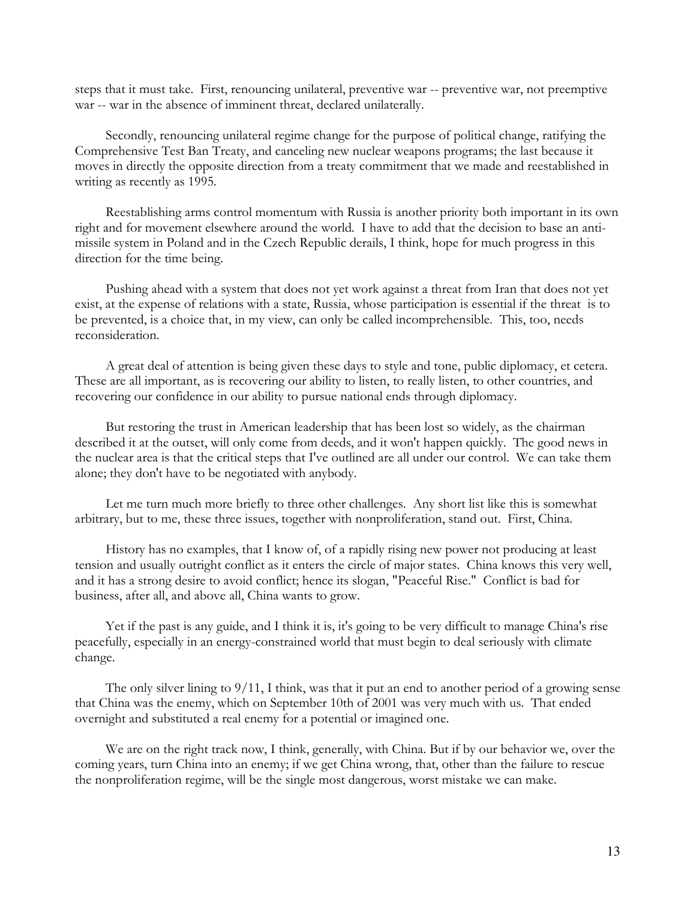steps that it must take. First, renouncing unilateral, preventive war -- preventive war, not preemptive war -- war in the absence of imminent threat, declared unilaterally.

Secondly, renouncing unilateral regime change for the purpose of political change, ratifying the Comprehensive Test Ban Treaty, and canceling new nuclear weapons programs; the last because it moves in directly the opposite direction from a treaty commitment that we made and reestablished in writing as recently as 1995.

Reestablishing arms control momentum with Russia is another priority both important in its own right and for movement elsewhere around the world. I have to add that the decision to base an anti-missile system in Poland and in the Czech Republic derails, I think, hope for much progress in this direction for the time being.

Pushing ahead with a system that does not yet work against a threat from Iran that does not yet exist, at the expense of relations with a state, Russia, whose participation is essential if the threat is to be prevented, is a choice that, in my view, can only be called incomprehensible. This, too, needs reconsideration.

A great deal of attention is being given these days to style and tone, public diplomacy, et cetera. These are all important, as is recovering our ability to listen, to really listen, to other countries, and recovering our confidence in our ability to pursue national ends through diplomacy.

But restoring the trust in American leadership that has been lost so widely, as the chairman described it at the outset, will only come from deeds, and it won't happen quickly. The good news in the nuclear area is that the critical steps that I've outlined are all under our control. We can take them alone; they don't have to be negotiated with anybody.

Let me turn much more briefly to three other challenges. Any short list like this is somewhat arbitrary, but to me, these three issues, together with nonproliferation, stand out. First, China.

History has no examples, that I know of, of a rapidly rising new power not producing at least tension and usually outright conflict as it enters the circle of major states. China knows this very well, and it has a strong desire to avoid conflict; hence its slogan, "Peaceful Rise." Conflict is bad for business, after all, and above all, China wants to grow.

Yet if the past is any guide, and I think it is, it's going to be very difficult to manage China's rise peacefully, especially in an energy-constrained world that must begin to deal seriously with climate change.

The only silver lining to 9/11, I think, was that it put an end to another period of a growing sense that China was the enemy, which on September 10th of 2001 was very much with us. That ended overnight and substituted a real enemy for a potential or imagined one.

We are on the right track now, I think, generally, with China. But if by our behavior we, over the coming years, turn China into an enemy; if we get China wrong, that, other than the failure to rescue the nonproliferation regime, will be the single most dangerous, worst mistake we can make.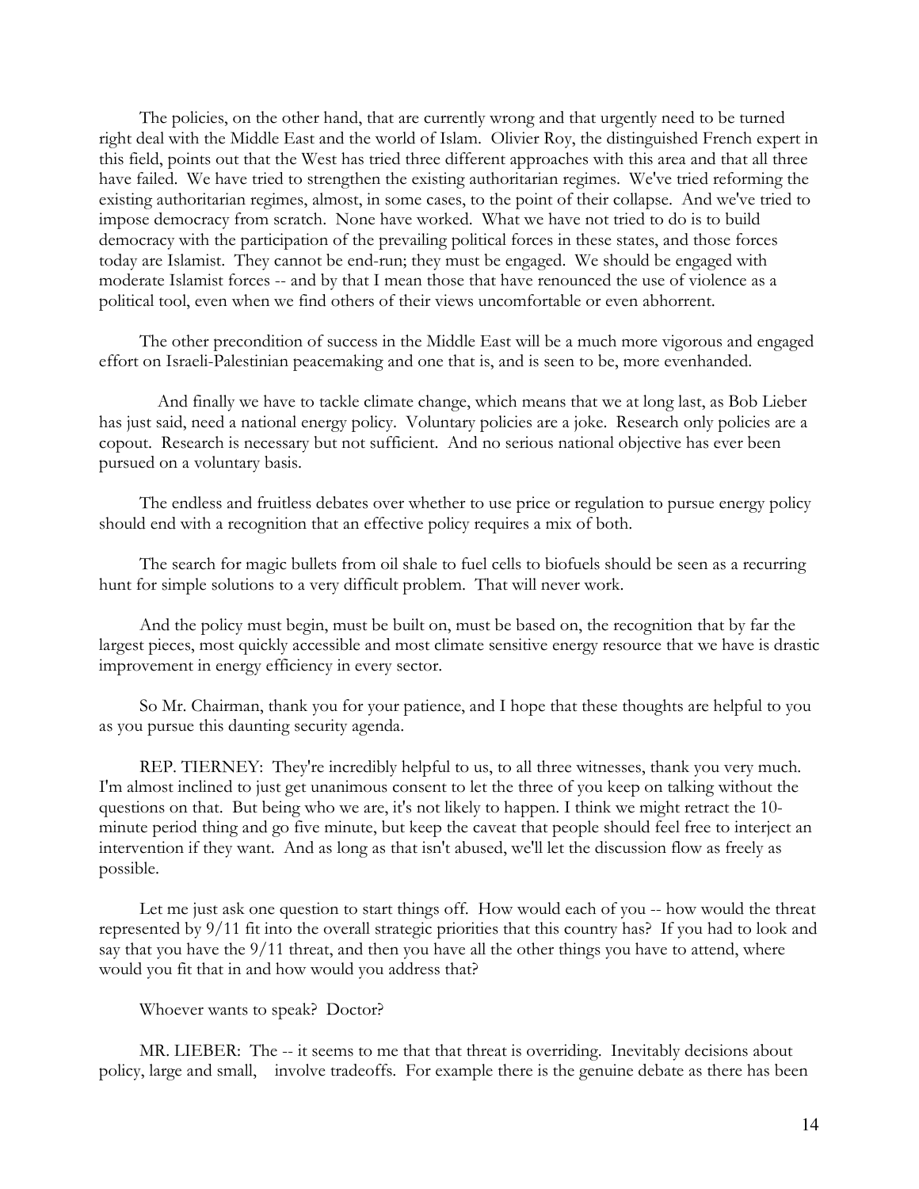The policies, on the other hand, that are currently wrong and that urgently need to be turned right deal with the Middle East and the world of Islam. Olivier Roy, the distinguished French expert in this field, points out that the West has tried three different approaches with this area and that all three have failed. We have tried to strengthen the existing authoritarian regimes. We've tried reforming the existing authoritarian regimes, almost, in some cases, to the point of their collapse. And we've tried to impose democracy from scratch. None have worked. What we have not tried to do is to build democracy with the participation of the prevailing political forces in these states, and those forces today are Islamist. They cannot be end-run; they must be engaged. We should be engaged with moderate Islamist forces -- and by that I mean those that have renounced the use of violence as a political tool, even when we find others of their views uncomfortable or even abhorrent.

The other precondition of success in the Middle East will be a much more vigorous and engaged effort on Israeli-Palestinian peacemaking and one that is, and is seen to be, more evenhanded.

And finally we have to tackle climate change, which means that we at long last, as Bob Lieber has just said, need a national energy policy. Voluntary policies are a joke. Research only policies are a copout. Research is necessary but not sufficient. And no serious national objective has ever been pursued on a voluntary basis.

The endless and fruitless debates over whether to use price or regulation to pursue energy policy should end with a recognition that an effective policy requires a mix of both.

The search for magic bullets from oil shale to fuel cells to biofuels should be seen as a recurring hunt for simple solutions to a very difficult problem. That will never work.

And the policy must begin, must be built on, must be based on, the recognition that by far the largest pieces, most quickly accessible and most climate sensitive energy resource that we have is drastic improvement in energy efficiency in every sector.

So Mr. Chairman, thank you for your patience, and I hope that these thoughts are helpful to you as you pursue this daunting security agenda.

REP. TIERNEY: They're incredibly helpful to us, to all three witnesses, thank you very much. I'm almost inclined to just get unanimous consent to let the three of you keep on talking without the questions on that. But being who we are, it's not likely to happen. I think we might retract the 10-minute period thing and go five minute, but keep the caveat that people should feel free to interject an intervention if they want. And as long as that isn't abused, we'll let the discussion flow as freely as possible.

Let me just ask one question to start things off. How would each of you -- how would the threat represented by 9/11 fit into the overall strategic priorities that this country has? If you had to look and say that you have the 9/11 threat, and then you have all the other things you have to attend, where would you fit that in and how would you address that?

Whoever wants to speak? Doctor?

MR. LIEBER: The -- it seems to me that that threat is overriding. Inevitably decisions about policy, large and small, involve tradeoffs. For example there is the genuine debate as there has been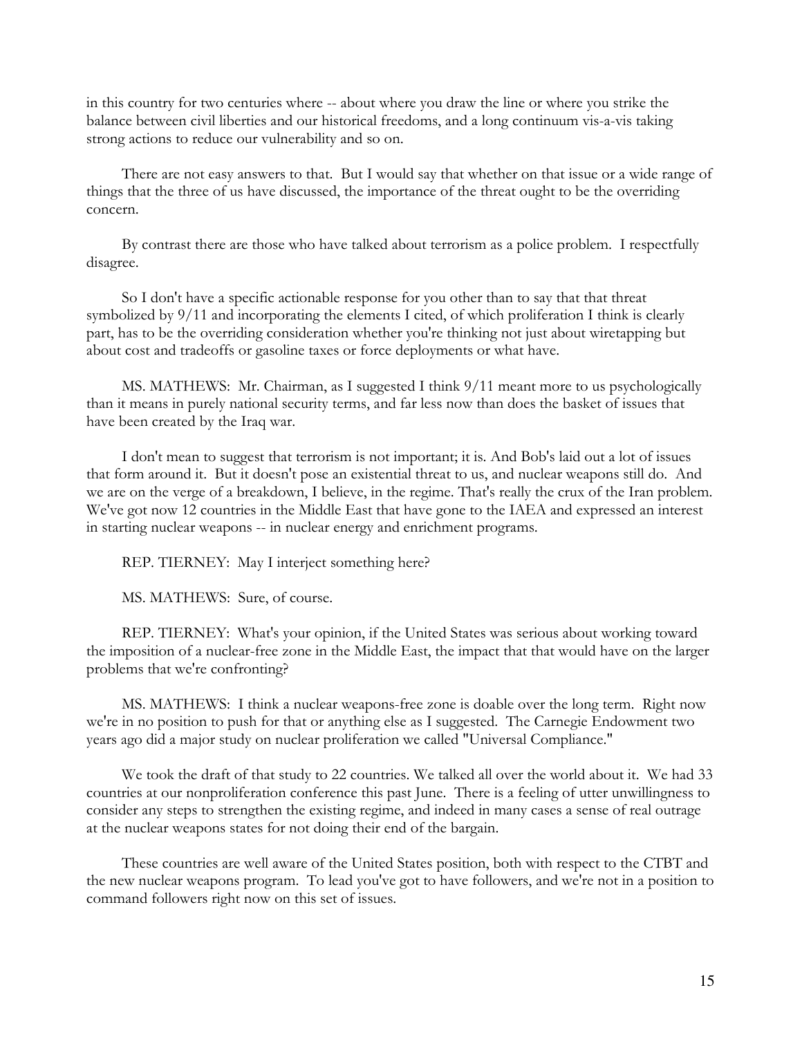in this country for two centuries where -- about where you draw the line or where you strike the balance between civil liberties and our historical freedoms, and a long continuum vis-a-vis taking strong actions to reduce our vulnerability and so on.

There are not easy answers to that. But I would say that whether on that issue or a wide range of things that the three of us have discussed, the importance of the threat ought to be the overriding concern.

By contrast there are those who have talked about terrorism as a police problem. I respectfully disagree.

So I don't have a specific actionable response for you other than to say that that threat symbolized by 9/11 and incorporating the elements I cited, of which proliferation I think is clearly part, has to be the overriding consideration whether you're thinking not just about wiretapping but about cost and tradeoffs or gasoline taxes or force deployments or what have.

MS. MATHEWS: Mr. Chairman, as I suggested I think 9/11 meant more to us psychologically than it means in purely national security terms, and far less now than does the basket of issues that have been created by the Iraq war.

I don't mean to suggest that terrorism is not important; it is. And Bob's laid out a lot of issues that form around it. But it doesn't pose an existential threat to us, and nuclear weapons still do. And we are on the verge of a breakdown, I believe, in the regime. That's really the crux of the Iran problem. We've got now 12 countries in the Middle East that have gone to the IAEA and expressed an interest in starting nuclear weapons -- in nuclear energy and enrichment programs.

REP. TIERNEY: May I interject something here?

MS. MATHEWS: Sure, of course.

REP. TIERNEY: What's your opinion, if the United States was serious about working toward the imposition of a nuclear-free zone in the Middle East, the impact that that would have on the larger problems that we're confronting?

MS. MATHEWS: I think a nuclear weapons-free zone is doable over the long term. Right now we're in no position to push for that or anything else as I suggested. The Carnegie Endowment two years ago did a major study on nuclear proliferation we called "Universal Compliance."

We took the draft of that study to 22 countries. We talked all over the world about it. We had 33 countries at our nonproliferation conference this past June. There is a feeling of utter unwillingness to consider any steps to strengthen the existing regime, and indeed in many cases a sense of real outrage at the nuclear weapons states for not doing their end of the bargain.

These countries are well aware of the United States position, both with respect to the CTBT and the new nuclear weapons program. To lead you've got to have followers, and we're not in a position to command followers right now on this set of issues.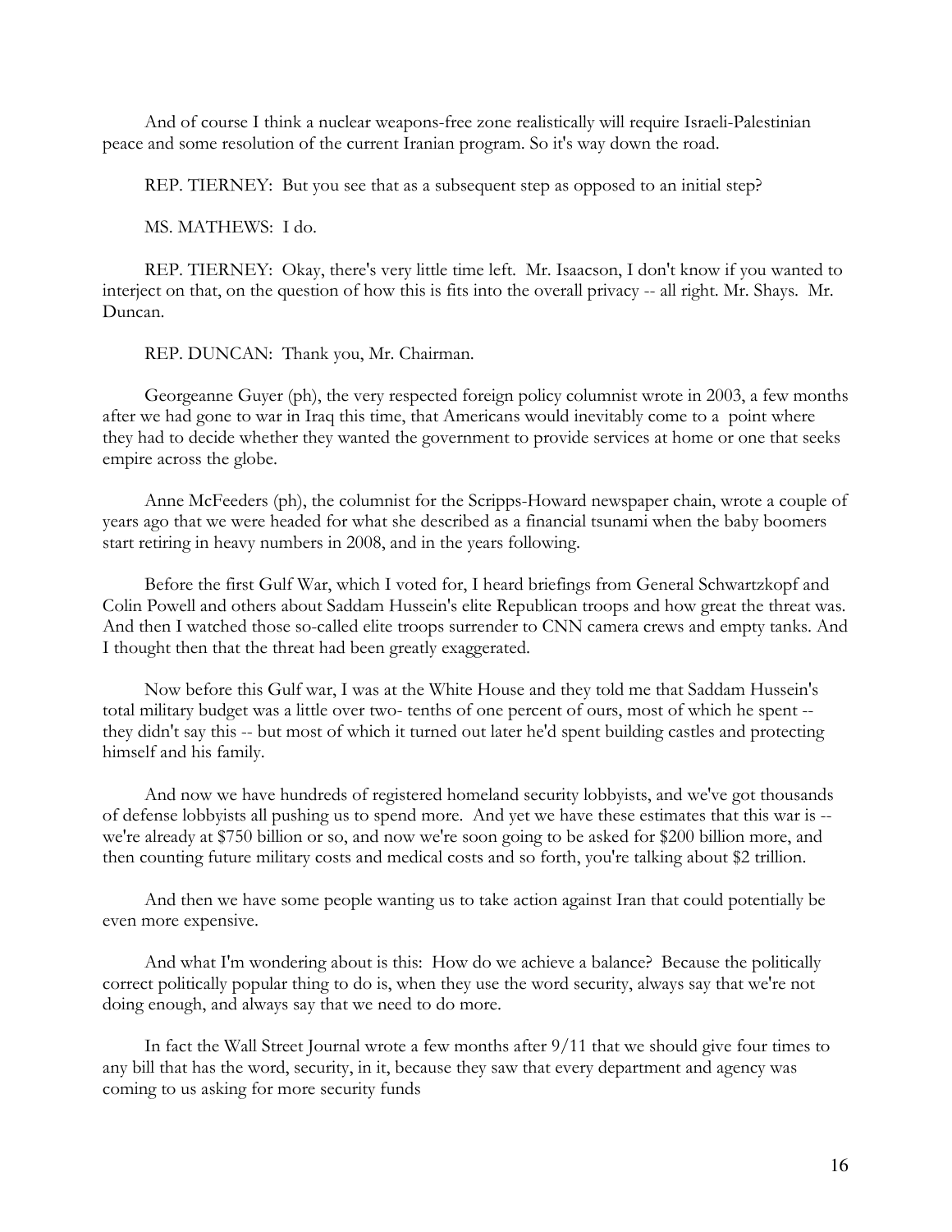And of course I think a nuclear weapons-free zone realistically will require Israeli-Palestinian peace and some resolution of the current Iranian program. So it's way down the road.

REP. TIERNEY: But you see that as a subsequent step as opposed to an initial step?

MS. MATHEWS: I do.

REP. TIERNEY: Okay, there's very little time left. Mr. Isaacson, I don't know if you wanted to interject on that, on the question of how this is fits into the overall privacy -- all right. Mr. Shays. Mr. Duncan.

REP. DUNCAN: Thank you, Mr. Chairman.

Georgeanne Guyer (ph), the very respected foreign policy columnist wrote in 2003, a few months after we had gone to war in Iraq this time, that Americans would inevitably come to a point where they had to decide whether they wanted the government to provide services at home or one that seeks empire across the globe.

Anne McFeeders (ph), the columnist for the Scripps-Howard newspaper chain, wrote a couple of years ago that we were headed for what she described as a financial tsunami when the baby boomers start retiring in heavy numbers in 2008, and in the years following.

Before the first Gulf War, which I voted for, I heard briefings from General Schwartzkopf and Colin Powell and others about Saddam Hussein's elite Republican troops and how great the threat was. And then I watched those so-called elite troops surrender to CNN camera crews and empty tanks. And I thought then that the threat had been greatly exaggerated.

Now before this Gulf war, I was at the White House and they told me that Saddam Hussein's total military budget was a little over two- tenths of one percent of ours, most of which he spent -- they didn't say this -- but most of which it turned out later he'd spent building castles and protecting himself and his family.

And now we have hundreds of registered homeland security lobbyists, and we've got thousands of defense lobbyists all pushing us to spend more. And yet we have these estimates that this war is -- we're already at $750 billion or so, and now we're soon going to be asked for $200 billion more, and then counting future military costs and medical costs and so forth, you're talking about $2 trillion.

And then we have some people wanting us to take action against Iran that could potentially be even more expensive.

And what I'm wondering about is this: How do we achieve a balance? Because the politically correct politically popular thing to do is, when they use the word security, always say that we're not doing enough, and always say that we need to do more.

In fact the Wall Street Journal wrote a few months after 9/11 that we should give four times to any bill that has the word, security, in it, because they saw that every department and agency was coming to us asking for more security funds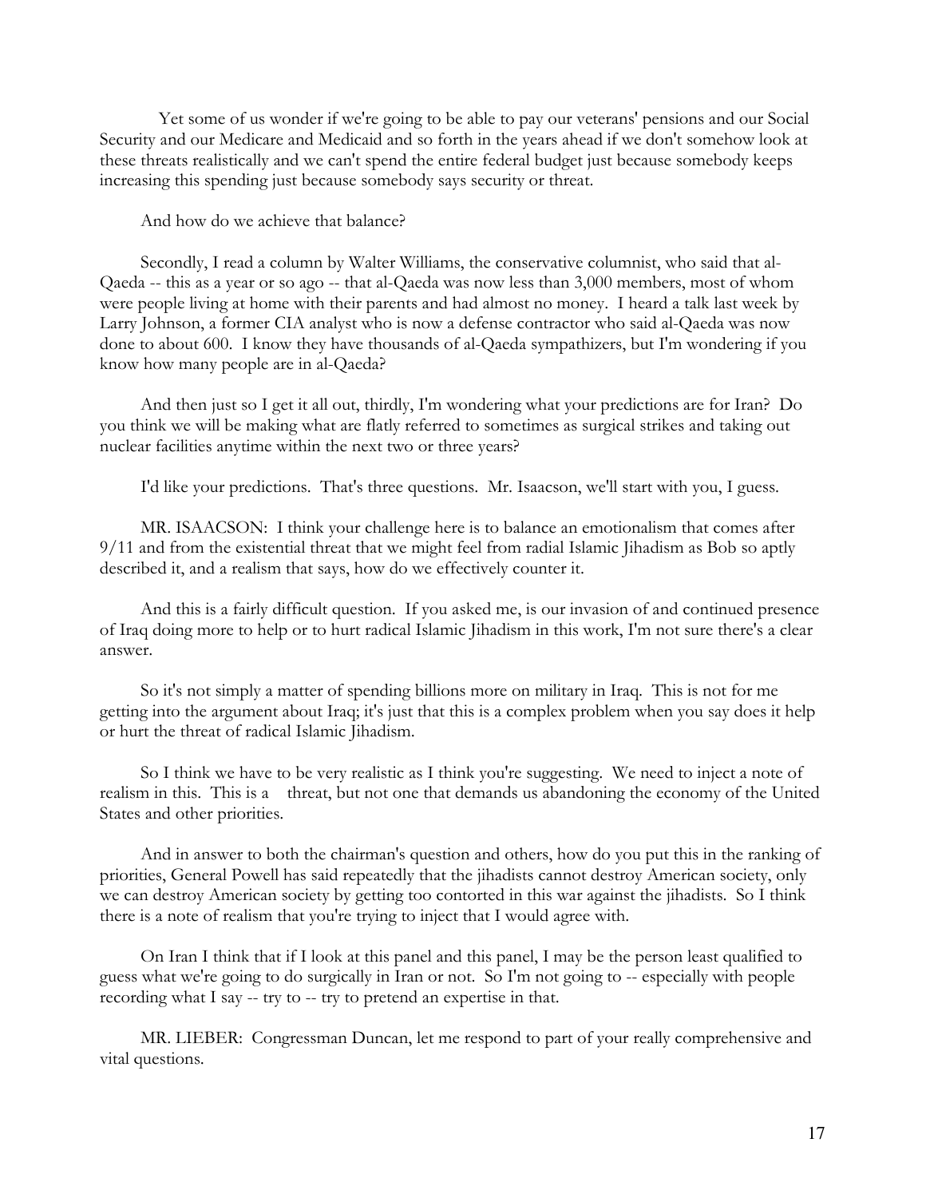Yet some of us wonder if we're going to be able to pay our veterans' pensions and our Social Security and our Medicare and Medicaid and so forth in the years ahead if we don't somehow look at these threats realistically and we can't spend the entire federal budget just because somebody keeps increasing this spending just because somebody says security or threat.

And how do we achieve that balance?

Secondly, I read a column by Walter Williams, the conservative columnist, who said that al-Qaeda -- this as a year or so ago -- that al-Qaeda was now less than 3,000 members, most of whom were people living at home with their parents and had almost no money. I heard a talk last week by Larry Johnson, a former CIA analyst who is now a defense contractor who said al-Qaeda was now done to about 600. I know they have thousands of al-Qaeda sympathizers, but I'm wondering if you know how many people are in al-Qaeda?

And then just so I get it all out, thirdly, I'm wondering what your predictions are for Iran? Do you think we will be making what are flatly referred to sometimes as surgical strikes and taking out nuclear facilities anytime within the next two or three years?

I'd like your predictions. That's three questions. Mr. Isaacson, we'll start with you, I guess.

MR. ISAACSON: I think your challenge here is to balance an emotionalism that comes after 9/11 and from the existential threat that we might feel from radial Islamic Jihadism as Bob so aptly described it, and a realism that says, how do we effectively counter it.

And this is a fairly difficult question. If you asked me, is our invasion of and continued presence of Iraq doing more to help or to hurt radical Islamic Jihadism in this work, I'm not sure there's a clear answer.

So it's not simply a matter of spending billions more on military in Iraq. This is not for me getting into the argument about Iraq; it's just that this is a complex problem when you say does it help or hurt the threat of radical Islamic Jihadism.

So I think we have to be very realistic as I think you're suggesting. We need to inject a note of realism in this. This is a threat, but not one that demands us abandoning the economy of the United States and other priorities.

And in answer to both the chairman's question and others, how do you put this in the ranking of priorities, General Powell has said repeatedly that the jihadists cannot destroy American society, only we can destroy American society by getting too contorted in this war against the jihadists. So I think there is a note of realism that you're trying to inject that I would agree with.

On Iran I think that if I look at this panel and this panel, I may be the person least qualified to guess what we're going to do surgically in Iran or not. So I'm not going to -- especially with people recording what I say -- try to -- try to pretend an expertise in that.

MR. LIEBER: Congressman Duncan, let me respond to part of your really comprehensive and vital questions.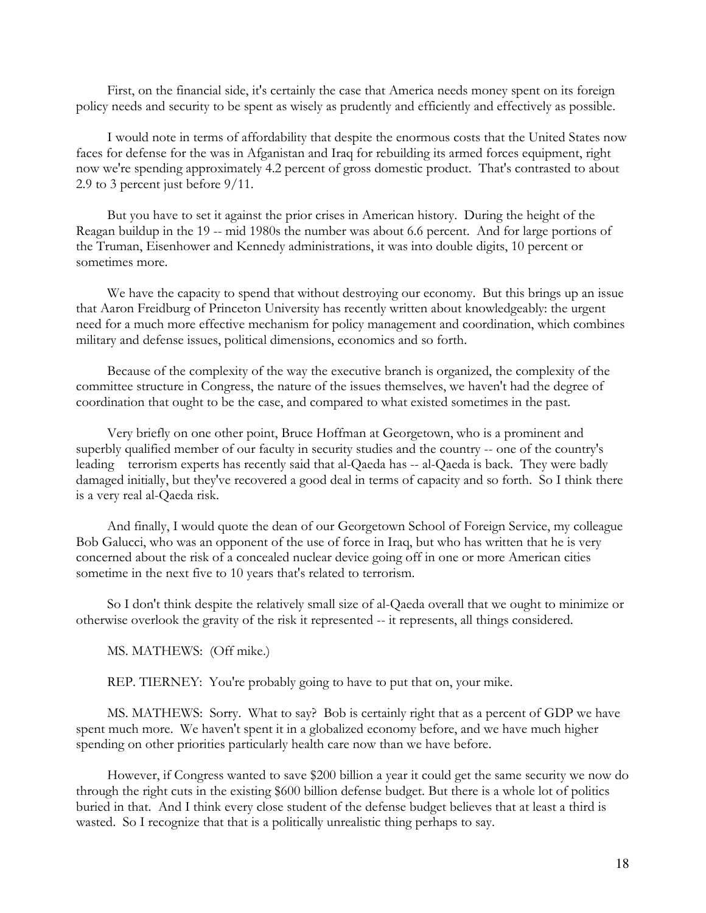First, on the financial side, it's certainly the case that America needs money spent on its foreign policy needs and security to be spent as wisely as prudently and efficiently and effectively as possible.

I would note in terms of affordability that despite the enormous costs that the United States now faces for defense for the was in Afganistan and Iraq for rebuilding its armed forces equipment, right now we're spending approximately 4.2 percent of gross domestic product. That's contrasted to about 2.9 to 3 percent just before 9/11.

But you have to set it against the prior crises in American history. During the height of the Reagan buildup in the 19 -- mid 1980s the number was about 6.6 percent. And for large portions of the Truman, Eisenhower and Kennedy administrations, it was into double digits, 10 percent or sometimes more.

We have the capacity to spend that without destroying our economy. But this brings up an issue that Aaron Freidburg of Princeton University has recently written about knowledgeably: the urgent need for a much more effective mechanism for policy management and coordination, which combines military and defense issues, political dimensions, economics and so forth.

Because of the complexity of the way the executive branch is organized, the complexity of the committee structure in Congress, the nature of the issues themselves, we haven't had the degree of coordination that ought to be the case, and compared to what existed sometimes in the past.

Very briefly on one other point, Bruce Hoffman at Georgetown, who is a prominent and superbly qualified member of our faculty in security studies and the country -- one of the country's leading terrorism experts has recently said that al-Qaeda has -- al-Qaeda is back. They were badly damaged initially, but they've recovered a good deal in terms of capacity and so forth. So I think there is a very real al-Qaeda risk.

And finally, I would quote the dean of our Georgetown School of Foreign Service, my colleague Bob Galucci, who was an opponent of the use of force in Iraq, but who has written that he is very concerned about the risk of a concealed nuclear device going off in one or more American cities sometime in the next five to 10 years that's related to terrorism.

So I don't think despite the relatively small size of al-Qaeda overall that we ought to minimize or otherwise overlook the gravity of the risk it represented -- it represents, all things considered.

MS. MATHEWS: (Off mike.)

REP. TIERNEY: You're probably going to have to put that on, your mike.

MS. MATHEWS: Sorry. What to say? Bob is certainly right that as a percent of GDP we have spent much more. We haven't spent it in a globalized economy before, and we have much higher spending on other priorities particularly health care now than we have before.

However, if Congress wanted to save $200 billion a year it could get the same security we now do through the right cuts in the existing $600 billion defense budget. But there is a whole lot of politics buried in that. And I think every close student of the defense budget believes that at least a third is wasted. So I recognize that that is a politically unrealistic thing perhaps to say.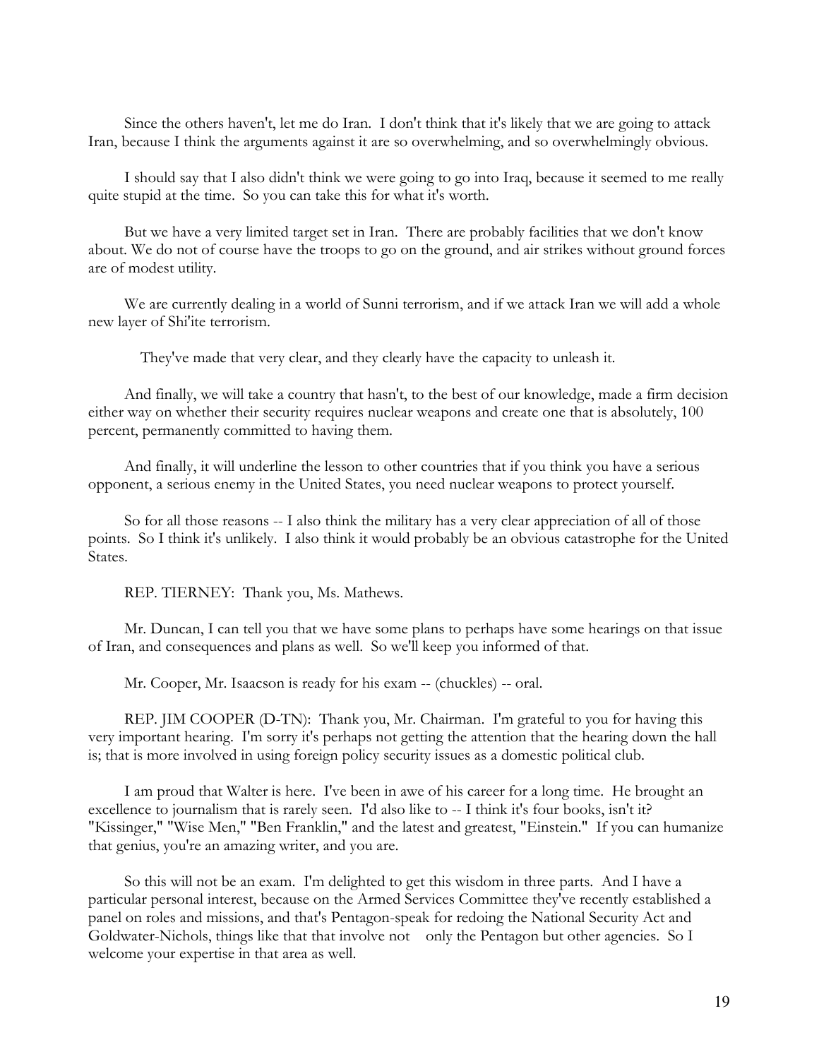Since the others haven't, let me do Iran. I don't think that it's likely that we are going to attack Iran, because I think the arguments against it are so overwhelming, and so overwhelmingly obvious.

I should say that I also didn't think we were going to go into Iraq, because it seemed to me really quite stupid at the time. So you can take this for what it's worth.

But we have a very limited target set in Iran. There are probably facilities that we don't know about. We do not of course have the troops to go on the ground, and air strikes without ground forces are of modest utility.

We are currently dealing in a world of Sunni terrorism, and if we attack Iran we will add a whole new layer of Shi'ite terrorism.

They've made that very clear, and they clearly have the capacity to unleash it.

And finally, we will take a country that hasn't, to the best of our knowledge, made a firm decision either way on whether their security requires nuclear weapons and create one that is absolutely, 100 percent, permanently committed to having them.

And finally, it will underline the lesson to other countries that if you think you have a serious opponent, a serious enemy in the United States, you need nuclear weapons to protect yourself.

So for all those reasons -- I also think the military has a very clear appreciation of all of those points. So I think it's unlikely. I also think it would probably be an obvious catastrophe for the United States.

REP. TIERNEY: Thank you, Ms. Mathews.

Mr. Duncan, I can tell you that we have some plans to perhaps have some hearings on that issue of Iran, and consequences and plans as well. So we'll keep you informed of that.

Mr. Cooper, Mr. Isaacson is ready for his exam -- (chuckles) -- oral.

REP. JIM COOPER (D-TN): Thank you, Mr. Chairman. I'm grateful to you for having this very important hearing. I'm sorry it's perhaps not getting the attention that the hearing down the hall is; that is more involved in using foreign policy security issues as a domestic political club.

I am proud that Walter is here. I've been in awe of his career for a long time. He brought an excellence to journalism that is rarely seen. I'd also like to -- I think it's four books, isn't it? "Kissinger," "Wise Men," "Ben Franklin," and the latest and greatest, "Einstein." If you can humanize that genius, you're an amazing writer, and you are.

So this will not be an exam. I'm delighted to get this wisdom in three parts. And I have a particular personal interest, because on the Armed Services Committee they've recently established a panel on roles and missions, and that's Pentagon-speak for redoing the National Security Act and Goldwater-Nichols, things like that that involve not only the Pentagon but other agencies. So I welcome your expertise in that area as well.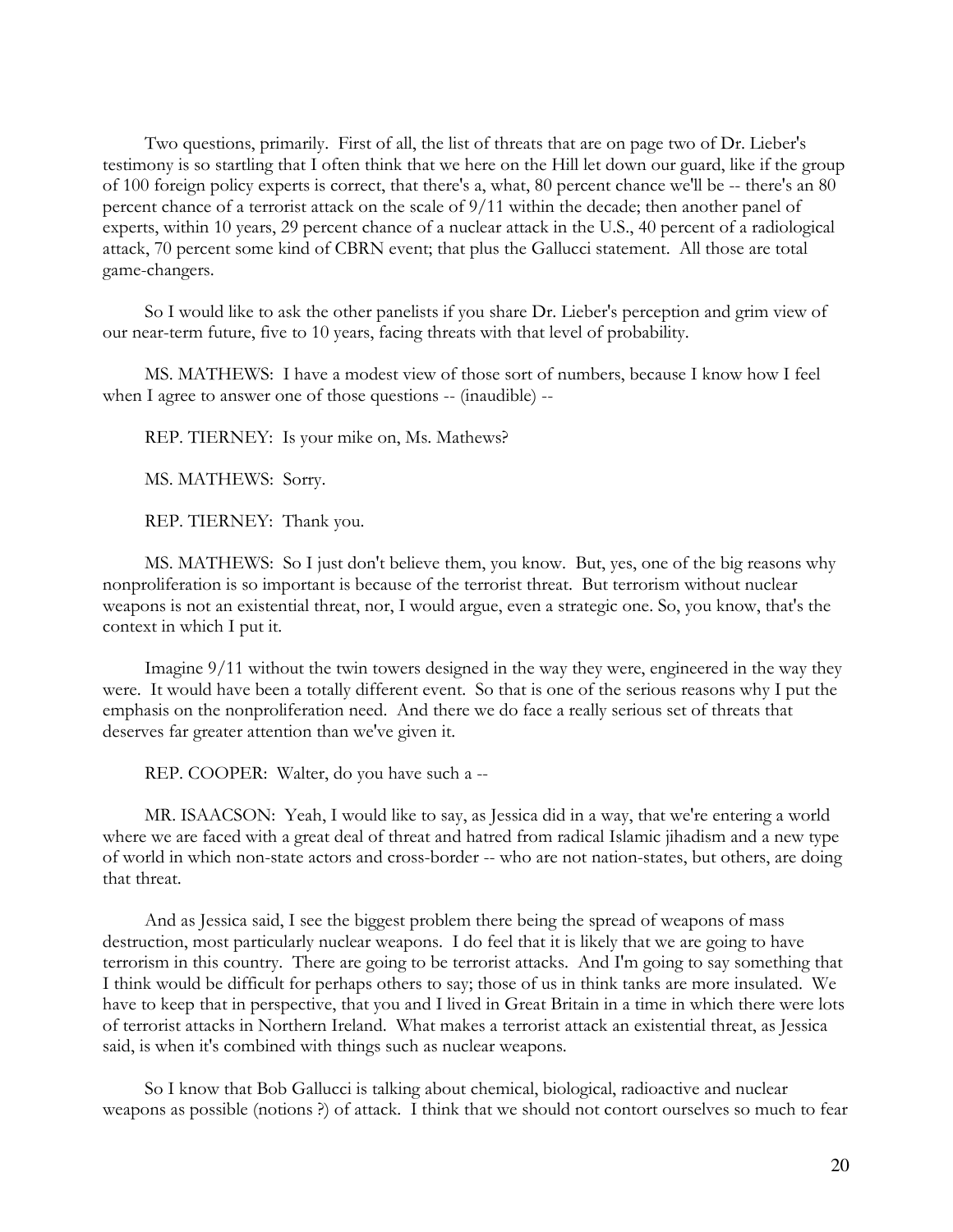Two questions, primarily. First of all, the list of threats that are on page two of Dr. Lieber's testimony is so startling that I often think that we here on the Hill let down our guard, like if the group of 100 foreign policy experts is correct, that there's a, what, 80 percent chance we'll be -- there's an 80 percent chance of a terrorist attack on the scale of 9/11 within the decade; then another panel of experts, within 10 years, 29 percent chance of a nuclear attack in the U.S., 40 percent of a radiological attack, 70 percent some kind of CBRN event; that plus the Gallucci statement. All those are total game-changers.

So I would like to ask the other panelists if you share Dr. Lieber's perception and grim view of our near-term future, five to 10 years, facing threats with that level of probability.

MS. MATHEWS: I have a modest view of those sort of numbers, because I know how I feel when I agree to answer one of those questions -- (inaudible) --

REP. TIERNEY: Is your mike on, Ms. Mathews?

MS. MATHEWS: Sorry.

REP. TIERNEY: Thank you.

MS. MATHEWS: So I just don't believe them, you know. But, yes, one of the big reasons why nonproliferation is so important is because of the terrorist threat. But terrorism without nuclear weapons is not an existential threat, nor, I would argue, even a strategic one. So, you know, that's the context in which I put it.

Imagine 9/11 without the twin towers designed in the way they were, engineered in the way they were. It would have been a totally different event. So that is one of the serious reasons why I put the emphasis on the nonproliferation need. And there we do face a really serious set of threats that deserves far greater attention than we've given it.

REP. COOPER: Walter, do you have such a --

MR. ISAACSON: Yeah, I would like to say, as Jessica did in a way, that we're entering a world where we are faced with a great deal of threat and hatred from radical Islamic jihadism and a new type of world in which non-state actors and cross-border -- who are not nation-states, but others, are doing that threat.

And as Jessica said, I see the biggest problem there being the spread of weapons of mass destruction, most particularly nuclear weapons. I do feel that it is likely that we are going to have terrorism in this country. There are going to be terrorist attacks. And I'm going to say something that I think would be difficult for perhaps others to say; those of us in think tanks are more insulated. We have to keep that in perspective, that you and I lived in Great Britain in a time in which there were lots of terrorist attacks in Northern Ireland. What makes a terrorist attack an existential threat, as Jessica said, is when it's combined with things such as nuclear weapons.

So I know that Bob Gallucci is talking about chemical, biological, radioactive and nuclear weapons as possible (notions ?) of attack. I think that we should not contort ourselves so much to fear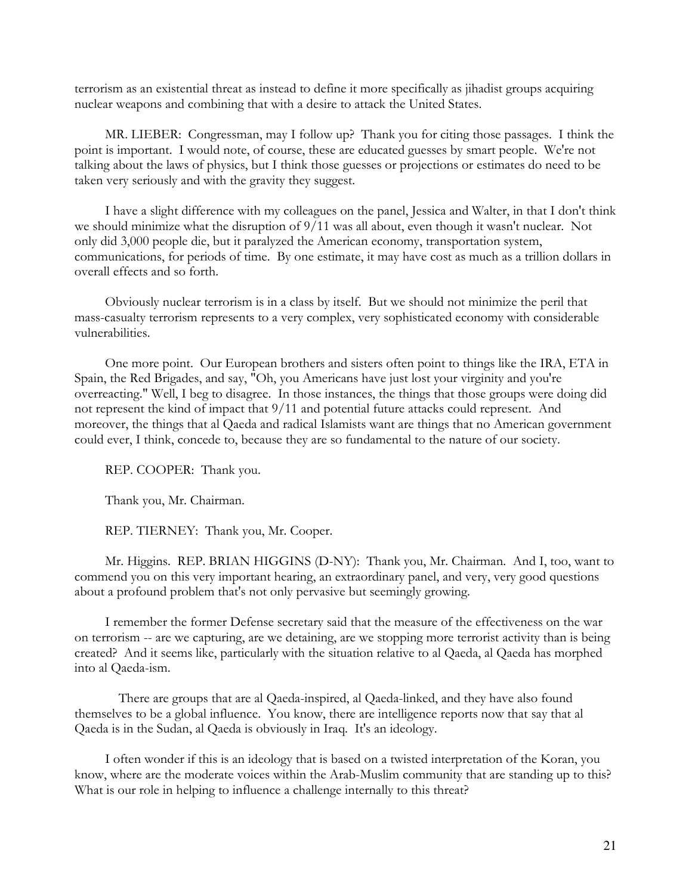terrorism as an existential threat as instead to define it more specifically as jihadist groups acquiring nuclear weapons and combining that with a desire to attack the United States.

MR. LIEBER: Congressman, may I follow up? Thank you for citing those passages. I think the point is important. I would note, of course, these are educated guesses by smart people. We're not talking about the laws of physics, but I think those guesses or projections or estimates do need to be taken very seriously and with the gravity they suggest.

I have a slight difference with my colleagues on the panel, Jessica and Walter, in that I don't think we should minimize what the disruption of 9/11 was all about, even though it wasn't nuclear. Not only did 3,000 people die, but it paralyzed the American economy, transportation system, communications, for periods of time. By one estimate, it may have cost as much as a trillion dollars in overall effects and so forth.

Obviously nuclear terrorism is in a class by itself. But we should not minimize the peril that mass-casualty terrorism represents to a very complex, very sophisticated economy with considerable vulnerabilities.

One more point. Our European brothers and sisters often point to things like the IRA, ETA in Spain, the Red Brigades, and say, "Oh, you Americans have just lost your virginity and you're overreacting." Well, I beg to disagree. In those instances, the things that those groups were doing did not represent the kind of impact that 9/11 and potential future attacks could represent. And moreover, the things that al Qaeda and radical Islamists want are things that no American government could ever, I think, concede to, because they are so fundamental to the nature of our society.

REP. COOPER: Thank you.

Thank you, Mr. Chairman.

REP. TIERNEY: Thank you, Mr. Cooper.

Mr. Higgins. REP. BRIAN HIGGINS (D-NY): Thank you, Mr. Chairman. And I, too, want to commend you on this very important hearing, an extraordinary panel, and very, very good questions about a profound problem that's not only pervasive but seemingly growing.

I remember the former Defense secretary said that the measure of the effectiveness on the war on terrorism -- are we capturing, are we detaining, are we stopping more terrorist activity than is being created? And it seems like, particularly with the situation relative to al Qaeda, al Qaeda has morphed into al Qaeda-ism.

There are groups that are al Qaeda-inspired, al Qaeda-linked, and they have also found themselves to be a global influence. You know, there are intelligence reports now that say that al Qaeda is in the Sudan, al Qaeda is obviously in Iraq. It's an ideology.

I often wonder if this is an ideology that is based on a twisted interpretation of the Koran, you know, where are the moderate voices within the Arab-Muslim community that are standing up to this? What is our role in helping to influence a challenge internally to this threat?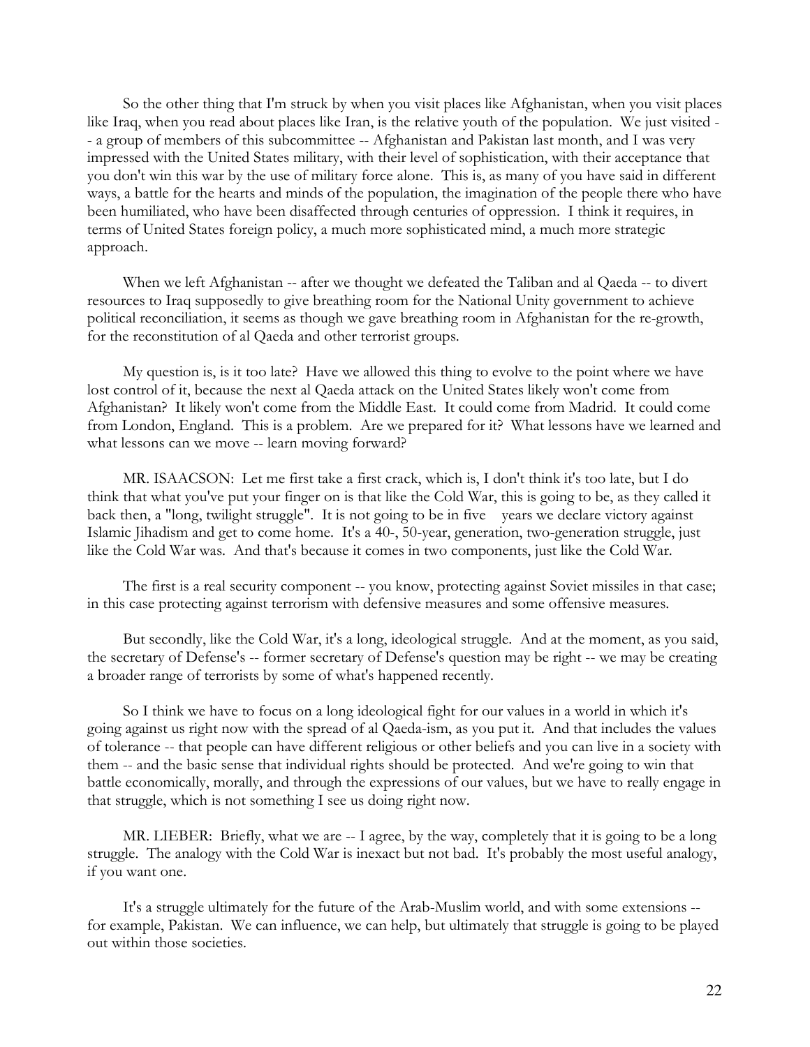So the other thing that I'm struck by when you visit places like Afghanistan, when you visit places like Iraq, when you read about places like Iran, is the relative youth of the population. We just visited -- a group of members of this subcommittee -- Afghanistan and Pakistan last month, and I was very impressed with the United States military, with their level of sophistication, with their acceptance that you don't win this war by the use of military force alone. This is, as many of you have said in different ways, a battle for the hearts and minds of the population, the imagination of the people there who have been humiliated, who have been disaffected through centuries of oppression. I think it requires, in terms of United States foreign policy, a much more sophisticated mind, a much more strategic approach.

When we left Afghanistan -- after we thought we defeated the Taliban and al Qaeda -- to divert resources to Iraq supposedly to give breathing room for the National Unity government to achieve political reconciliation, it seems as though we gave breathing room in Afghanistan for the re-growth, for the reconstitution of al Qaeda and other terrorist groups.

My question is, is it too late? Have we allowed this thing to evolve to the point where we have lost control of it, because the next al Qaeda attack on the United States likely won't come from Afghanistan? It likely won't come from the Middle East. It could come from Madrid. It could come from London, England. This is a problem. Are we prepared for it? What lessons have we learned and what lessons can we move -- learn moving forward?

MR. ISAACSON: Let me first take a first crack, which is, I don't think it's too late, but I do think that what you've put your finger on is that like the Cold War, this is going to be, as they called it back then, a "long, twilight struggle". It is not going to be in five years we declare victory against Islamic Jihadism and get to come home. It's a 40-, 50-year, generation, two-generation struggle, just like the Cold War was. And that's because it comes in two components, just like the Cold War.

The first is a real security component -- you know, protecting against Soviet missiles in that case; in this case protecting against terrorism with defensive measures and some offensive measures.

But secondly, like the Cold War, it's a long, ideological struggle. And at the moment, as you said, the secretary of Defense's -- former secretary of Defense's question may be right -- we may be creating a broader range of terrorists by some of what's happened recently.

So I think we have to focus on a long ideological fight for our values in a world in which it's going against us right now with the spread of al Qaeda-ism, as you put it. And that includes the values of tolerance -- that people can have different religious or other beliefs and you can live in a society with them -- and the basic sense that individual rights should be protected. And we're going to win that battle economically, morally, and through the expressions of our values, but we have to really engage in that struggle, which is not something I see us doing right now.

MR. LIEBER: Briefly, what we are -- I agree, by the way, completely that it is going to be a long struggle. The analogy with the Cold War is inexact but not bad. It's probably the most useful analogy, if you want one.

It's a struggle ultimately for the future of the Arab-Muslim world, and with some extensions -- for example, Pakistan. We can influence, we can help, but ultimately that struggle is going to be played out within those societies.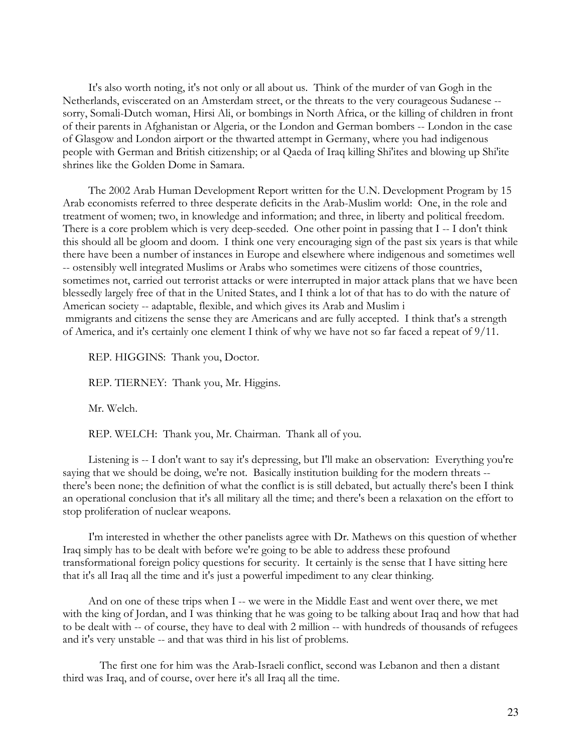It's also worth noting, it's not only or all about us. Think of the murder of van Gogh in the Netherlands, eviscerated on an Amsterdam street, or the threats to the very courageous Sudanese -- sorry, Somali-Dutch woman, Hirsi Ali, or bombings in North Africa, or the killing of children in front of their parents in Afghanistan or Algeria, or the London and German bombers -- London in the case of Glasgow and London airport or the thwarted attempt in Germany, where you had indigenous people with German and British citizenship; or al Qaeda of Iraq killing Shi'ites and blowing up Shi'ite shrines like the Golden Dome in Samara.

The 2002 Arab Human Development Report written for the U.N. Development Program by 15 Arab economists referred to three desperate deficits in the Arab-Muslim world: One, in the role and treatment of women; two, in knowledge and information; and three, in liberty and political freedom. There is a core problem which is very deep-seeded. One other point in passing that I -- I don't think this should all be gloom and doom. I think one very encouraging sign of the past six years is that while there have been a number of instances in Europe and elsewhere where indigenous and sometimes well -- ostensibly well integrated Muslims or Arabs who sometimes were citizens of those countries, sometimes not, carried out terrorist attacks or were interrupted in major attack plans that we have been blessedly largely free of that in the United States, and I think a lot of that has to do with the nature of American society -- adaptable, flexible, and which gives its Arab and Muslim immigrants and citizens the sense they are Americans and are fully accepted. I think that's a strength of America, and it's certainly one element I think of why we have not so far faced a repeat of 9/11.

REP. HIGGINS: Thank you, Doctor.

REP. TIERNEY: Thank you, Mr. Higgins.

Mr. Welch.

REP. WELCH: Thank you, Mr. Chairman. Thank all of you.

Listening is -- I don't want to say it's depressing, but I'll make an observation: Everything you're saying that we should be doing, we're not. Basically institution building for the modern threats -- there's been none; the definition of what the conflict is is still debated, but actually there's been I think an operational conclusion that it's all military all the time; and there's been a relaxation on the effort to stop proliferation of nuclear weapons.

I'm interested in whether the other panelists agree with Dr. Mathews on this question of whether Iraq simply has to be dealt with before we're going to be able to address these profound transformational foreign policy questions for security. It certainly is the sense that I have sitting here that it's all Iraq all the time and it's just a powerful impediment to any clear thinking.

And on one of these trips when I -- we were in the Middle East and went over there, we met with the king of Jordan, and I was thinking that he was going to be talking about Iraq and how that had to be dealt with -- of course, they have to deal with 2 million -- with hundreds of thousands of refugees and it's very unstable -- and that was third in his list of problems.

The first one for him was the Arab-Israeli conflict, second was Lebanon and then a distant third was Iraq, and of course, over here it's all Iraq all the time.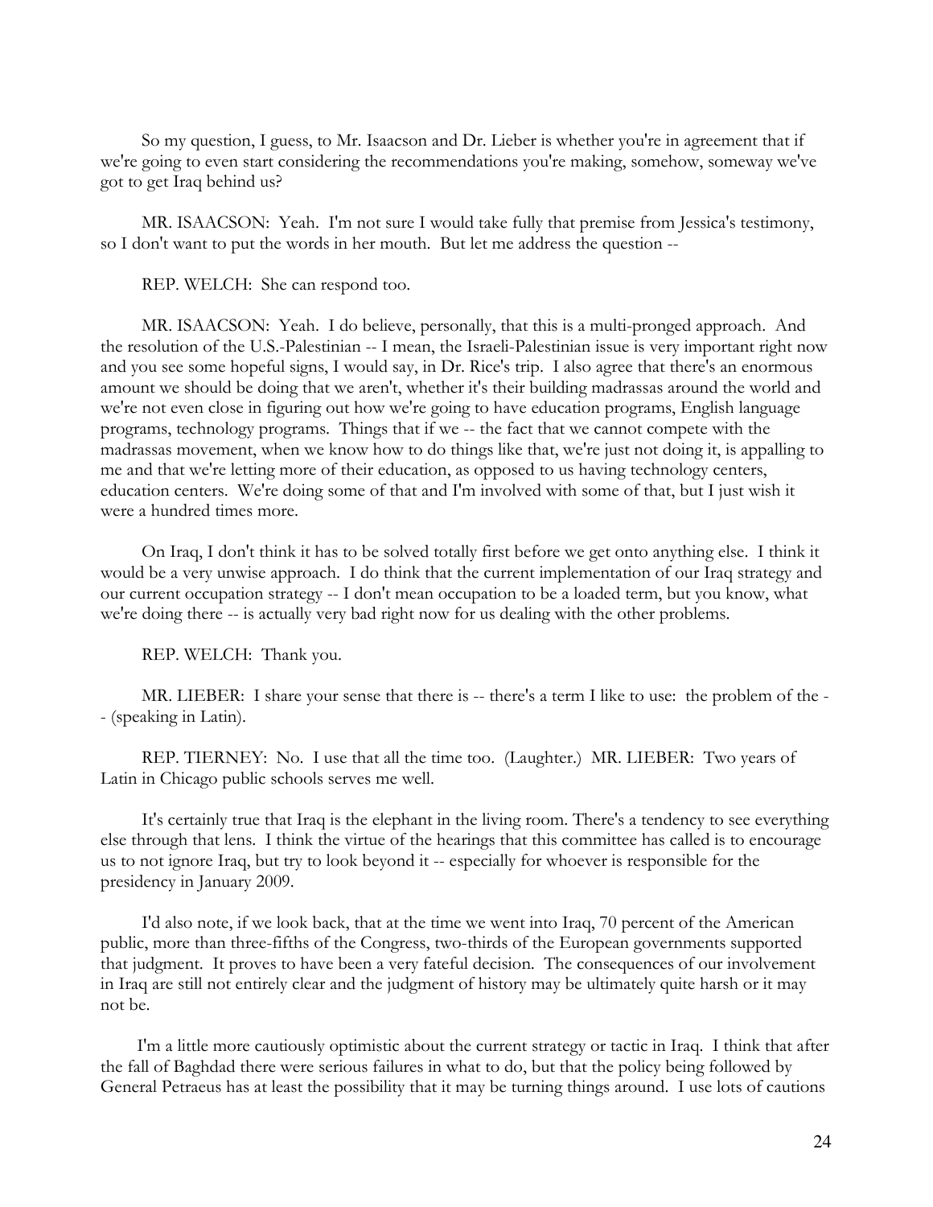So my question, I guess, to Mr. Isaacson and Dr. Lieber is whether you're in agreement that if we're going to even start considering the recommendations you're making, somehow, someway we've got to get Iraq behind us?

MR. ISAACSON: Yeah. I'm not sure I would take fully that premise from Jessica's testimony, so I don't want to put the words in her mouth. But let me address the question --

REP. WELCH: She can respond too.

MR. ISAACSON: Yeah. I do believe, personally, that this is a multi-pronged approach. And the resolution of the U.S.-Palestinian -- I mean, the Israeli-Palestinian issue is very important right now and you see some hopeful signs, I would say, in Dr. Rice's trip. I also agree that there's an enormous amount we should be doing that we aren't, whether it's their building madrassas around the world and we're not even close in figuring out how we're going to have education programs, English language programs, technology programs. Things that if we -- the fact that we cannot compete with the madrassas movement, when we know how to do things like that, we're just not doing it, is appalling to me and that we're letting more of their education, as opposed to us having technology centers, education centers. We're doing some of that and I'm involved with some of that, but I just wish it were a hundred times more.

On Iraq, I don't think it has to be solved totally first before we get onto anything else. I think it would be a very unwise approach. I do think that the current implementation of our Iraq strategy and our current occupation strategy -- I don't mean occupation to be a loaded term, but you know, what we're doing there -- is actually very bad right now for us dealing with the other problems.

REP. WELCH: Thank you.

MR. LIEBER: I share your sense that there is -- there's a term I like to use: the problem of the -- (speaking in Latin).

REP. TIERNEY: No. I use that all the time too. (Laughter.) MR. LIEBER: Two years of Latin in Chicago public schools serves me well.

It's certainly true that Iraq is the elephant in the living room. There's a tendency to see everything else through that lens. I think the virtue of the hearings that this committee has called is to encourage us to not ignore Iraq, but try to look beyond it -- especially for whoever is responsible for the presidency in January 2009.

I'd also note, if we look back, that at the time we went into Iraq, 70 percent of the American public, more than three-fifths of the Congress, two-thirds of the European governments supported that judgment. It proves to have been a very fateful decision. The consequences of our involvement in Iraq are still not entirely clear and the judgment of history may be ultimately quite harsh or it may not be.

I'm a little more cautiously optimistic about the current strategy or tactic in Iraq. I think that after the fall of Baghdad there were serious failures in what to do, but that the policy being followed by General Petraeus has at least the possibility that it may be turning things around. I use lots of cautions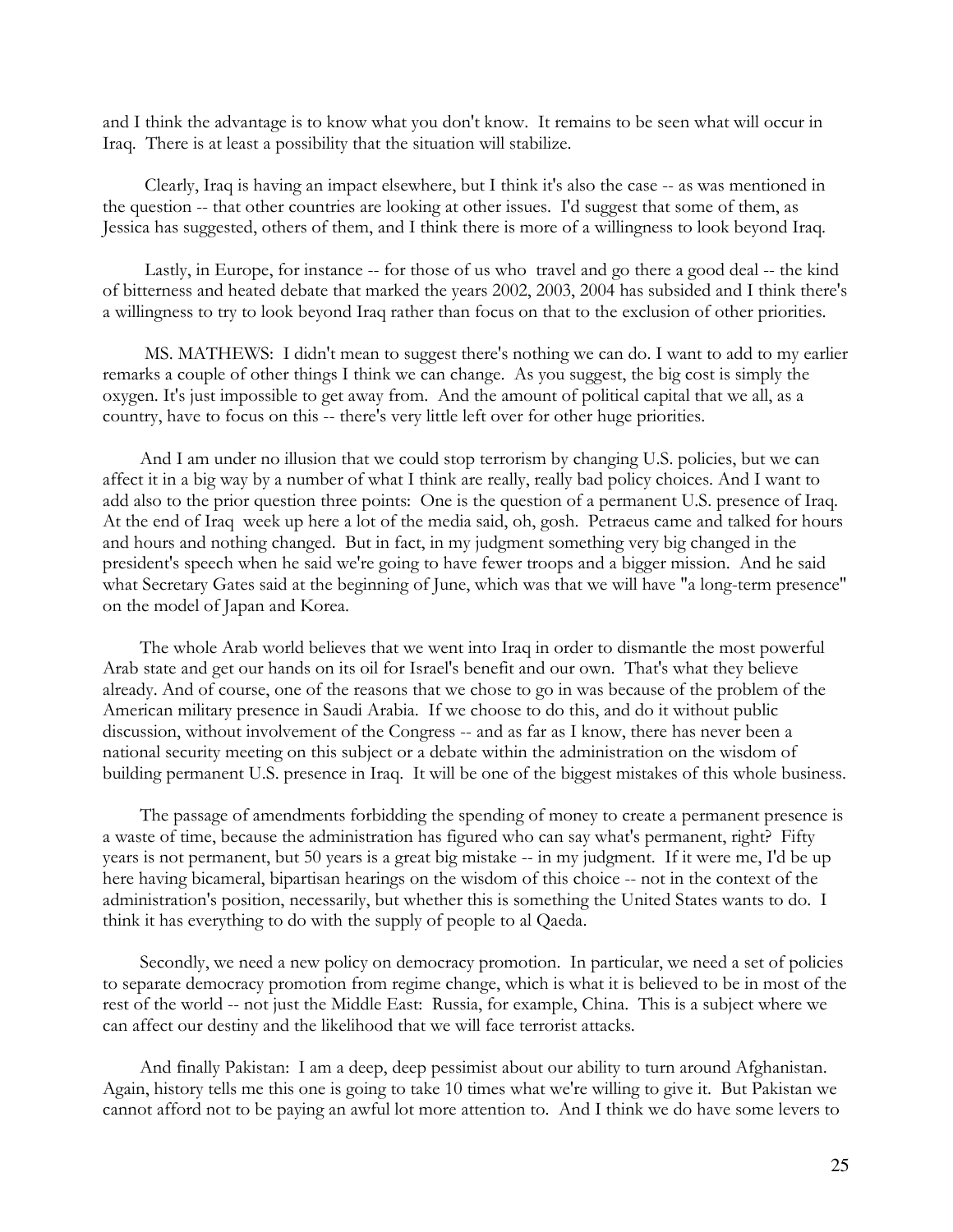and I think the advantage is to know what you don't know. It remains to be seen what will occur in Iraq. There is at least a possibility that the situation will stabilize.

Clearly, Iraq is having an impact elsewhere, but I think it's also the case -- as was mentioned in the question -- that other countries are looking at other issues. I'd suggest that some of them, as Jessica has suggested, others of them, and I think there is more of a willingness to look beyond Iraq.

Lastly, in Europe, for instance -- for those of us who travel and go there a good deal -- the kind of bitterness and heated debate that marked the years 2002, 2003, 2004 has subsided and I think there's a willingness to try to look beyond Iraq rather than focus on that to the exclusion of other priorities.

MS. MATHEWS: I didn't mean to suggest there's nothing we can do. I want to add to my earlier remarks a couple of other things I think we can change. As you suggest, the big cost is simply the oxygen. It's just impossible to get away from. And the amount of political capital that we all, as a country, have to focus on this -- there's very little left over for other huge priorities.

And I am under no illusion that we could stop terrorism by changing U.S. policies, but we can affect it in a big way by a number of what I think are really, really bad policy choices. And I want to add also to the prior question three points: One is the question of a permanent U.S. presence of Iraq. At the end of Iraq week up here a lot of the media said, oh, gosh. Petraeus came and talked for hours and hours and nothing changed. But in fact, in my judgment something very big changed in the president's speech when he said we're going to have fewer troops and a bigger mission. And he said what Secretary Gates said at the beginning of June, which was that we will have "a long-term presence" on the model of Japan and Korea.

The whole Arab world believes that we went into Iraq in order to dismantle the most powerful Arab state and get our hands on its oil for Israel's benefit and our own. That's what they believe already. And of course, one of the reasons that we chose to go in was because of the problem of the American military presence in Saudi Arabia. If we choose to do this, and do it without public discussion, without involvement of the Congress -- and as far as I know, there has never been a national security meeting on this subject or a debate within the administration on the wisdom of building permanent U.S. presence in Iraq. It will be one of the biggest mistakes of this whole business.

The passage of amendments forbidding the spending of money to create a permanent presence is a waste of time, because the administration has figured who can say what's permanent, right? Fifty years is not permanent, but 50 years is a great big mistake -- in my judgment. If it were me, I'd be up here having bicameral, bipartisan hearings on the wisdom of this choice -- not in the context of the administration's position, necessarily, but whether this is something the United States wants to do. I think it has everything to do with the supply of people to al Qaeda.

Secondly, we need a new policy on democracy promotion. In particular, we need a set of policies to separate democracy promotion from regime change, which is what it is believed to be in most of the rest of the world -- not just the Middle East: Russia, for example, China. This is a subject where we can affect our destiny and the likelihood that we will face terrorist attacks.

And finally Pakistan: I am a deep, deep pessimist about our ability to turn around Afghanistan. Again, history tells me this one is going to take 10 times what we're willing to give it. But Pakistan we cannot afford not to be paying an awful lot more attention to. And I think we do have some levers to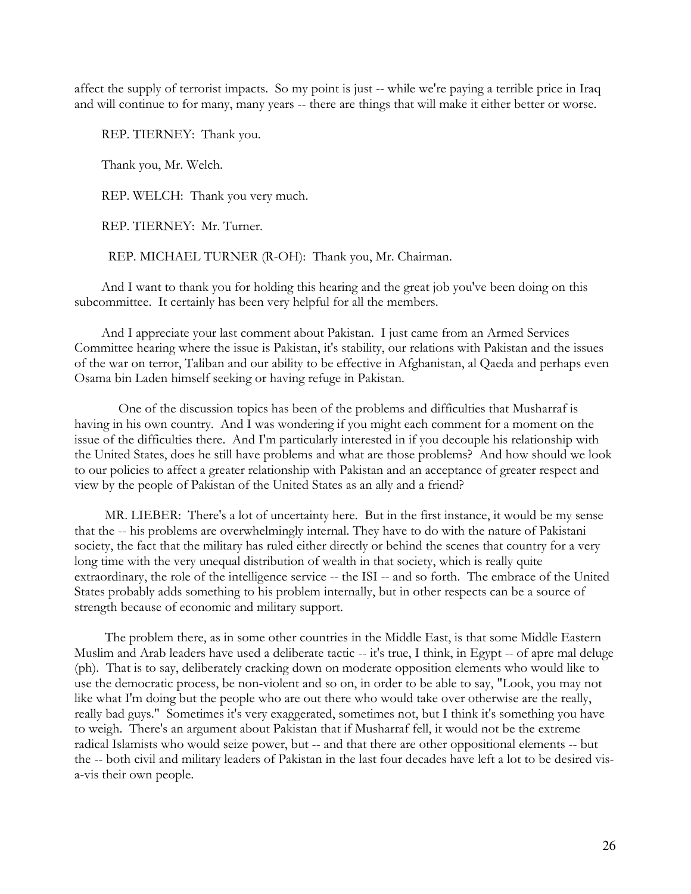affect the supply of terrorist impacts. So my point is just -- while we're paying a terrible price in Iraq and will continue to for many, many years -- there are things that will make it either better or worse.

REP. TIERNEY: Thank you.

Thank you, Mr. Welch.

REP. WELCH: Thank you very much.

REP. TIERNEY: Mr. Turner.

REP. MICHAEL TURNER (R-OH): Thank you, Mr. Chairman.

And I want to thank you for holding this hearing and the great job you've been doing on this subcommittee. It certainly has been very helpful for all the members.

And I appreciate your last comment about Pakistan. I just came from an Armed Services Committee hearing where the issue is Pakistan, it's stability, our relations with Pakistan and the issues of the war on terror, Taliban and our ability to be effective in Afghanistan, al Qaeda and perhaps even Osama bin Laden himself seeking or having refuge in Pakistan.

One of the discussion topics has been of the problems and difficulties that Musharraf is having in his own country. And I was wondering if you might each comment for a moment on the issue of the difficulties there. And I'm particularly interested in if you decouple his relationship with the United States, does he still have problems and what are those problems? And how should we look to our policies to affect a greater relationship with Pakistan and an acceptance of greater respect and view by the people of Pakistan of the United States as an ally and a friend?

MR. LIEBER: There's a lot of uncertainty here. But in the first instance, it would be my sense that the -- his problems are overwhelmingly internal. They have to do with the nature of Pakistani society, the fact that the military has ruled either directly or behind the scenes that country for a very long time with the very unequal distribution of wealth in that society, which is really quite extraordinary, the role of the intelligence service -- the ISI -- and so forth. The embrace of the United States probably adds something to his problem internally, but in other respects can be a source of strength because of economic and military support.

The problem there, as in some other countries in the Middle East, is that some Middle Eastern Muslim and Arab leaders have used a deliberate tactic -- it's true, I think, in Egypt -- of apre mal deluge (ph). That is to say, deliberately cracking down on moderate opposition elements who would like to use the democratic process, be non-violent and so on, in order to be able to say, "Look, you may not like what I'm doing but the people who are out there who would take over otherwise are the really, really bad guys." Sometimes it's very exaggerated, sometimes not, but I think it's something you have to weigh. There's an argument about Pakistan that if Musharraf fell, it would not be the extreme radical Islamists who would seize power, but -- and that there are other oppositional elements -- but the -- both civil and military leaders of Pakistan in the last four decades have left a lot to be desired vis-a-vis their own people.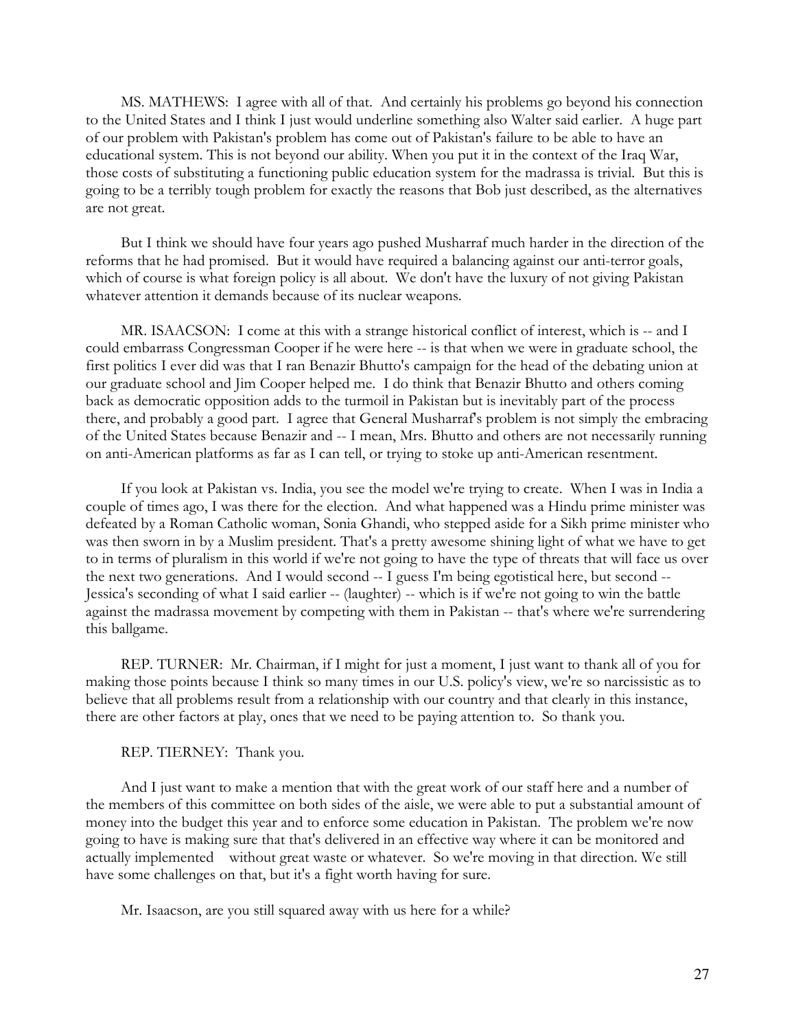MS. MATHEWS: I agree with all of that. And certainly his problems go beyond his connection to the United States and I think I just would underline something also Walter said earlier. A huge part of our problem with Pakistan's problem has come out of Pakistan's failure to be able to have an educational system. This is not beyond our ability. When you put it in the context of the Iraq War, those costs of substituting a functioning public education system for the madrassa is trivial. But this is going to be a terribly tough problem for exactly the reasons that Bob just described, as the alternatives are not great.

But I think we should have four years ago pushed Musharraf much harder in the direction of the reforms that he had promised. But it would have required a balancing against our anti-terror goals, which of course is what foreign policy is all about. We don't have the luxury of not giving Pakistan whatever attention it demands because of its nuclear weapons.

MR. ISAACSON: I come at this with a strange historical conflict of interest, which is -- and I could embarrass Congressman Cooper if he were here -- is that when we were in graduate school, the first politics I ever did was that I ran Benazir Bhutto's campaign for the head of the debating union at our graduate school and Jim Cooper helped me. I do think that Benazir Bhutto and others coming back as democratic opposition adds to the turmoil in Pakistan but is inevitably part of the process there, and probably a good part. I agree that General Musharraf's problem is not simply the embracing of the United States because Benazir and -- I mean, Mrs. Bhutto and others are not necessarily running on anti-American platforms as far as I can tell, or trying to stoke up anti-American resentment.

If you look at Pakistan vs. India, you see the model we're trying to create. When I was in India a couple of times ago, I was there for the election. And what happened was a Hindu prime minister was defeated by a Roman Catholic woman, Sonia Ghandi, who stepped aside for a Sikh prime minister who was then sworn in by a Muslim president. That's a pretty awesome shining light of what we have to get to in terms of pluralism in this world if we're not going to have the type of threats that will face us over the next two generations. And I would second -- I guess I'm being egotistical here, but second -- Jessica's seconding of what I said earlier -- (laughter) -- which is if we're not going to win the battle against the madrassa movement by competing with them in Pakistan -- that's where we're surrendering this ballgame.

REP. TURNER: Mr. Chairman, if I might for just a moment, I just want to thank all of you for making those points because I think so many times in our U.S. policy's view, we're so narcissistic as to believe that all problems result from a relationship with our country and that clearly in this instance, there are other factors at play, ones that we need to be paying attention to. So thank you.

REP. TIERNEY: Thank you.

And I just want to make a mention that with the great work of our staff here and a number of the members of this committee on both sides of the aisle, we were able to put a substantial amount of money into the budget this year and to enforce some education in Pakistan. The problem we're now going to have is making sure that that's delivered in an effective way where it can be monitored and actually implemented without great waste or whatever. So we're moving in that direction. We still have some challenges on that, but it's a fight worth having for sure.

Mr. Isaacson, are you still squared away with us here for a while?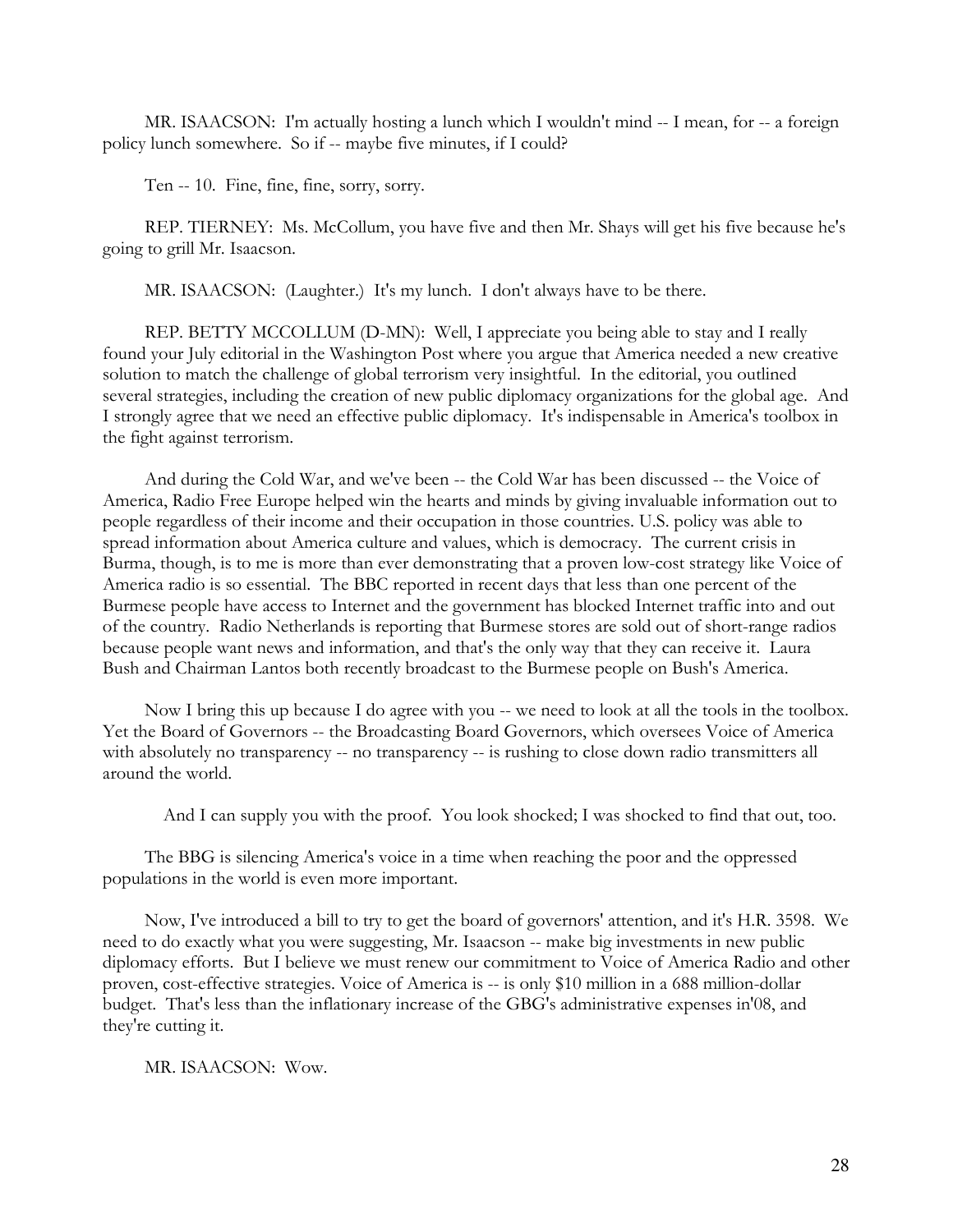MR. ISAACSON: I'm actually hosting a lunch which I wouldn't mind -- I mean, for -- a foreign policy lunch somewhere. So if -- maybe five minutes, if I could?

Ten -- 10. Fine, fine, fine, sorry, sorry.

REP. TIERNEY: Ms. McCollum, you have five and then Mr. Shays will get his five because he's going to grill Mr. Isaacson.

MR. ISAACSON: (Laughter.) It's my lunch. I don't always have to be there.

REP. BETTY MCCOLLUM (D-MN): Well, I appreciate you being able to stay and I really found your July editorial in the Washington Post where you argue that America needed a new creative solution to match the challenge of global terrorism very insightful. In the editorial, you outlined several strategies, including the creation of new public diplomacy organizations for the global age. And I strongly agree that we need an effective public diplomacy. It's indispensable in America's toolbox in the fight against terrorism.

And during the Cold War, and we've been -- the Cold War has been discussed -- the Voice of America, Radio Free Europe helped win the hearts and minds by giving invaluable information out to people regardless of their income and their occupation in those countries. U.S. policy was able to spread information about America culture and values, which is democracy. The current crisis in Burma, though, is to me is more than ever demonstrating that a proven low-cost strategy like Voice of America radio is so essential. The BBC reported in recent days that less than one percent of the Burmese people have access to Internet and the government has blocked Internet traffic into and out of the country. Radio Netherlands is reporting that Burmese stores are sold out of short-range radios because people want news and information, and that's the only way that they can receive it. Laura Bush and Chairman Lantos both recently broadcast to the Burmese people on Bush's America.

Now I bring this up because I do agree with you -- we need to look at all the tools in the toolbox. Yet the Board of Governors -- the Broadcasting Board Governors, which oversees Voice of America with absolutely no transparency -- no transparency -- is rushing to close down radio transmitters all around the world.

And I can supply you with the proof. You look shocked; I was shocked to find that out, too.

The BBG is silencing America's voice in a time when reaching the poor and the oppressed populations in the world is even more important.

Now, I've introduced a bill to try to get the board of governors' attention, and it's H.R. 3598. We need to do exactly what you were suggesting, Mr. Isaacson -- make big investments in new public diplomacy efforts. But I believe we must renew our commitment to Voice of America Radio and other proven, cost-effective strategies. Voice of America is -- is only $10 million in a 688 million-dollar budget. That's less than the inflationary increase of the GBG's administrative expenses in'08, and they're cutting it.

MR. ISAACSON: Wow.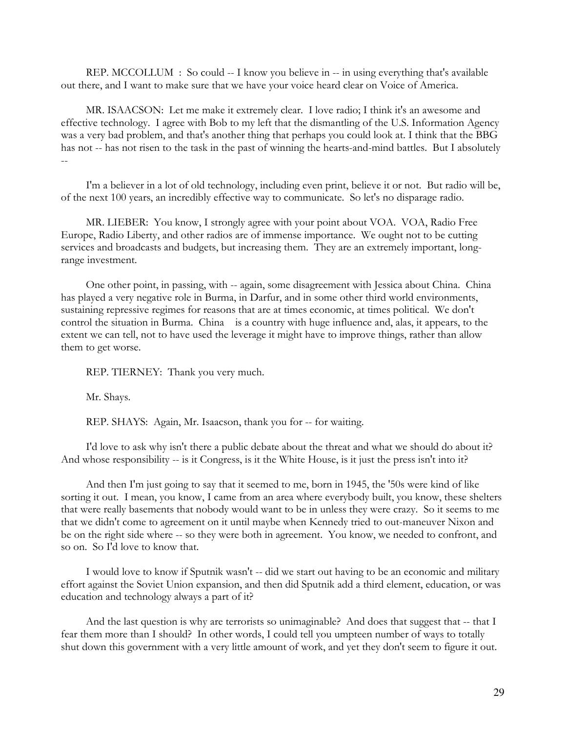REP. MCCOLLUM : So could -- I know you believe in -- in using everything that's available out there, and I want to make sure that we have your voice heard clear on Voice of America.

MR. ISAACSON: Let me make it extremely clear. I love radio; I think it's an awesome and effective technology. I agree with Bob to my left that the dismantling of the U.S. Information Agency was a very bad problem, and that's another thing that perhaps you could look at. I think that the BBG has not -- has not risen to the task in the past of winning the hearts-and-mind battles. But I absolutely --

I'm a believer in a lot of old technology, including even print, believe it or not. But radio will be, of the next 100 years, an incredibly effective way to communicate. So let's no disparage radio.

MR. LIEBER: You know, I strongly agree with your point about VOA. VOA, Radio Free Europe, Radio Liberty, and other radios are of immense importance. We ought not to be cutting services and broadcasts and budgets, but increasing them. They are an extremely important, long-range investment.

One other point, in passing, with -- again, some disagreement with Jessica about China. China has played a very negative role in Burma, in Darfur, and in some other third world environments, sustaining repressive regimes for reasons that are at times economic, at times political. We don't control the situation in Burma. China is a country with huge influence and, alas, it appears, to the extent we can tell, not to have used the leverage it might have to improve things, rather than allow them to get worse.

REP. TIERNEY: Thank you very much.

Mr. Shays.

REP. SHAYS: Again, Mr. Isaacson, thank you for -- for waiting.

I'd love to ask why isn't there a public debate about the threat and what we should do about it? And whose responsibility -- is it Congress, is it the White House, is it just the press isn't into it?

And then I'm just going to say that it seemed to me, born in 1945, the '50s were kind of like sorting it out. I mean, you know, I came from an area where everybody built, you know, these shelters that were really basements that nobody would want to be in unless they were crazy. So it seems to me that we didn't come to agreement on it until maybe when Kennedy tried to out-maneuver Nixon and be on the right side where -- so they were both in agreement. You know, we needed to confront, and so on. So I'd love to know that.

I would love to know if Sputnik wasn't -- did we start out having to be an economic and military effort against the Soviet Union expansion, and then did Sputnik add a third element, education, or was education and technology always a part of it?

And the last question is why are terrorists so unimaginable? And does that suggest that -- that I fear them more than I should? In other words, I could tell you umpteen number of ways to totally shut down this government with a very little amount of work, and yet they don't seem to figure it out.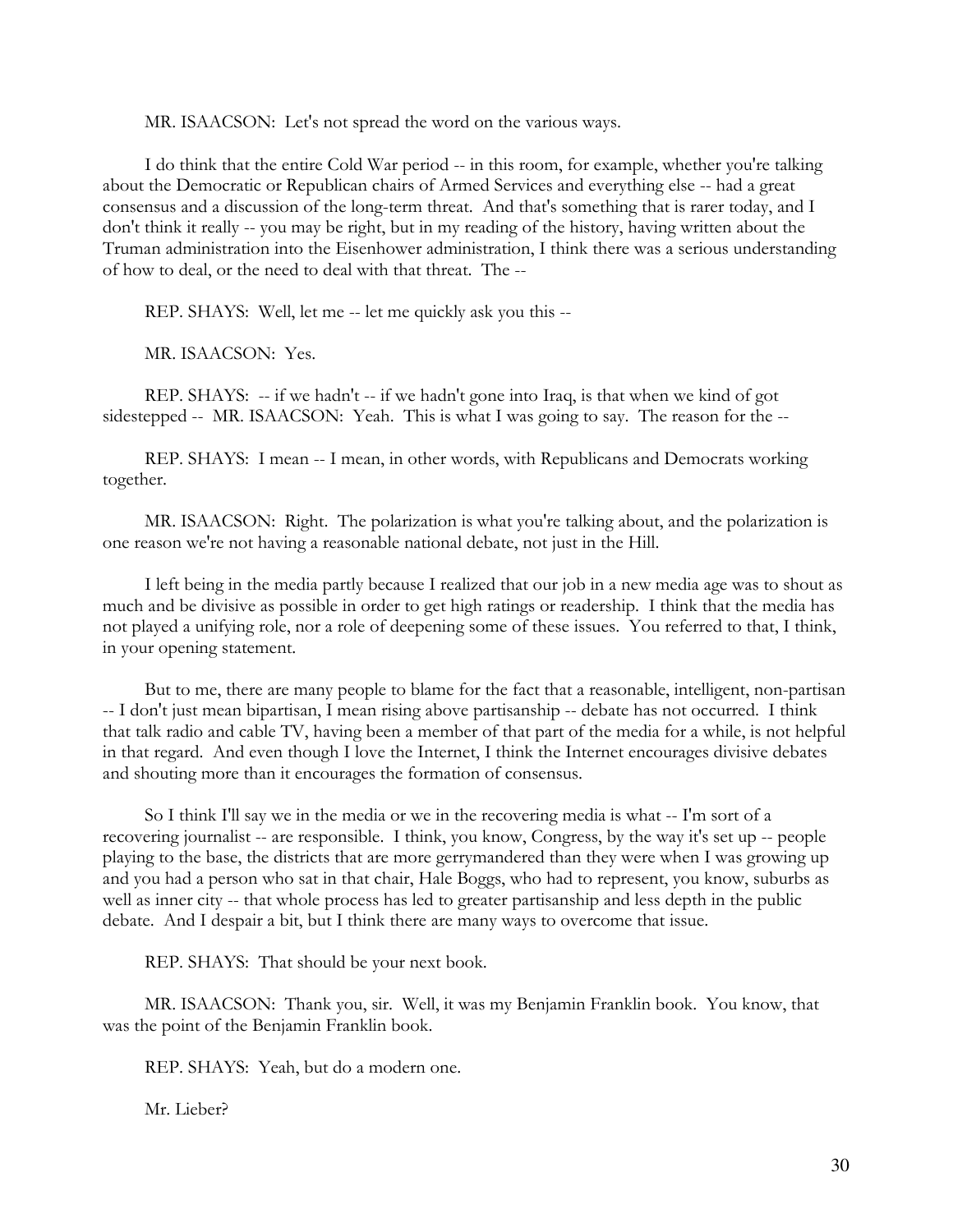MR. ISAACSON: Let's not spread the word on the various ways.

I do think that the entire Cold War period -- in this room, for example, whether you're talking about the Democratic or Republican chairs of Armed Services and everything else -- had a great consensus and a discussion of the long-term threat. And that's something that is rarer today, and I don't think it really -- you may be right, but in my reading of the history, having written about the Truman administration into the Eisenhower administration, I think there was a serious understanding of how to deal, or the need to deal with that threat. The --

REP. SHAYS: Well, let me -- let me quickly ask you this --

MR. ISAACSON: Yes.

REP. SHAYS: -- if we hadn't -- if we hadn't gone into Iraq, is that when we kind of got sidestepped -- MR. ISAACSON: Yeah. This is what I was going to say. The reason for the --

REP. SHAYS: I mean -- I mean, in other words, with Republicans and Democrats working together.

MR. ISAACSON: Right. The polarization is what you're talking about, and the polarization is one reason we're not having a reasonable national debate, not just in the Hill.

I left being in the media partly because I realized that our job in a new media age was to shout as much and be divisive as possible in order to get high ratings or readership. I think that the media has not played a unifying role, nor a role of deepening some of these issues. You referred to that, I think, in your opening statement.

But to me, there are many people to blame for the fact that a reasonable, intelligent, non-partisan -- I don't just mean bipartisan, I mean rising above partisanship -- debate has not occurred. I think that talk radio and cable TV, having been a member of that part of the media for a while, is not helpful in that regard. And even though I love the Internet, I think the Internet encourages divisive debates and shouting more than it encourages the formation of consensus.

So I think I'll say we in the media or we in the recovering media is what -- I'm sort of a recovering journalist -- are responsible. I think, you know, Congress, by the way it's set up -- people playing to the base, the districts that are more gerrymandered than they were when I was growing up and you had a person who sat in that chair, Hale Boggs, who had to represent, you know, suburbs as well as inner city -- that whole process has led to greater partisanship and less depth in the public debate. And I despair a bit, but I think there are many ways to overcome that issue.

REP. SHAYS: That should be your next book.

MR. ISAACSON: Thank you, sir. Well, it was my Benjamin Franklin book. You know, that was the point of the Benjamin Franklin book.

REP. SHAYS: Yeah, but do a modern one.

Mr. Lieber?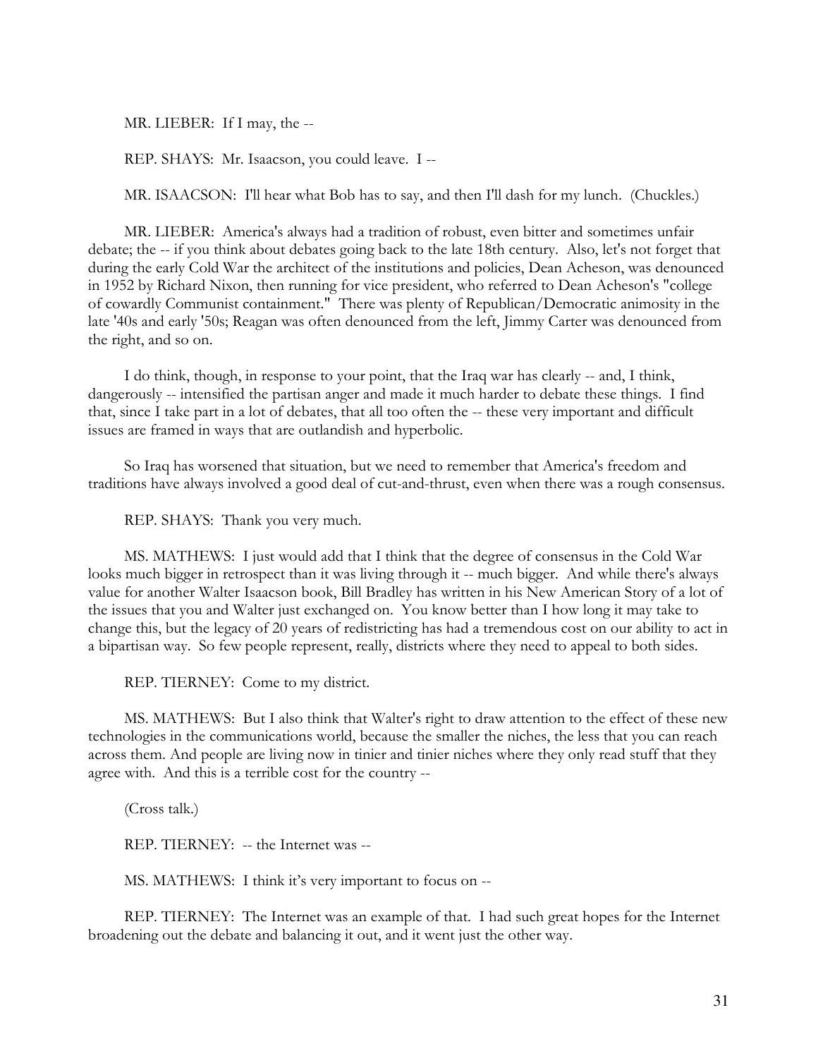MR. LIEBER: If I may, the --

REP. SHAYS: Mr. Isaacson, you could leave. I --

MR. ISAACSON: I'll hear what Bob has to say, and then I'll dash for my lunch. (Chuckles.)

MR. LIEBER: America's always had a tradition of robust, even bitter and sometimes unfair debate; the -- if you think about debates going back to the late 18th century. Also, let's not forget that during the early Cold War the architect of the institutions and policies, Dean Acheson, was denounced in 1952 by Richard Nixon, then running for vice president, who referred to Dean Acheson's "college of cowardly Communist containment." There was plenty of Republican/Democratic animosity in the late '40s and early '50s; Reagan was often denounced from the left, Jimmy Carter was denounced from the right, and so on.

I do think, though, in response to your point, that the Iraq war has clearly -- and, I think, dangerously -- intensified the partisan anger and made it much harder to debate these things. I find that, since I take part in a lot of debates, that all too often the -- these very important and difficult issues are framed in ways that are outlandish and hyperbolic.

So Iraq has worsened that situation, but we need to remember that America's freedom and traditions have always involved a good deal of cut-and-thrust, even when there was a rough consensus.

REP. SHAYS: Thank you very much.

MS. MATHEWS: I just would add that I think that the degree of consensus in the Cold War looks much bigger in retrospect than it was living through it -- much bigger. And while there's always value for another Walter Isaacson book, Bill Bradley has written in his New American Story of a lot of the issues that you and Walter just exchanged on. You know better than I how long it may take to change this, but the legacy of 20 years of redistricting has had a tremendous cost on our ability to act in a bipartisan way. So few people represent, really, districts where they need to appeal to both sides.

REP. TIERNEY: Come to my district.

MS. MATHEWS: But I also think that Walter's right to draw attention to the effect of these new technologies in the communications world, because the smaller the niches, the less that you can reach across them. And people are living now in tinier and tinier niches where they only read stuff that they agree with. And this is a terrible cost for the country --

(Cross talk.)

REP. TIERNEY: -- the Internet was --

MS. MATHEWS: I think it's very important to focus on --

REP. TIERNEY: The Internet was an example of that. I had such great hopes for the Internet broadening out the debate and balancing it out, and it went just the other way.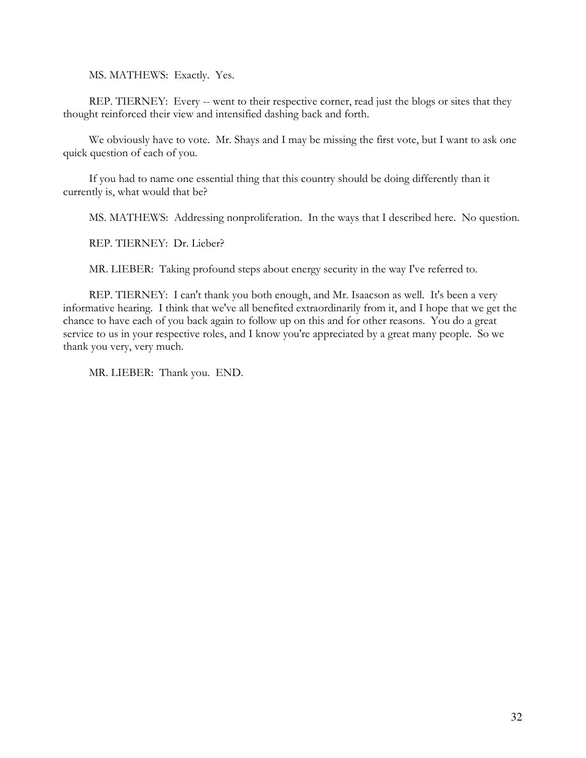MS. MATHEWS: Exactly. Yes.

REP. TIERNEY: Every -- went to their respective corner, read just the blogs or sites that they thought reinforced their view and intensified dashing back and forth.

We obviously have to vote. Mr. Shays and I may be missing the first vote, but I want to ask one quick question of each of you.

If you had to name one essential thing that this country should be doing differently than it currently is, what would that be?

MS. MATHEWS: Addressing nonproliferation. In the ways that I described here. No question.

REP. TIERNEY: Dr. Lieber?

MR. LIEBER: Taking profound steps about energy security in the way I've referred to.

REP. TIERNEY: I can't thank you both enough, and Mr. Isaacson as well. It's been a very informative hearing. I think that we've all benefited extraordinarily from it, and I hope that we get the chance to have each of you back again to follow up on this and for other reasons. You do a great service to us in your respective roles, and I know you're appreciated by a great many people. So we thank you very, very much.

MR. LIEBER: Thank you. END.